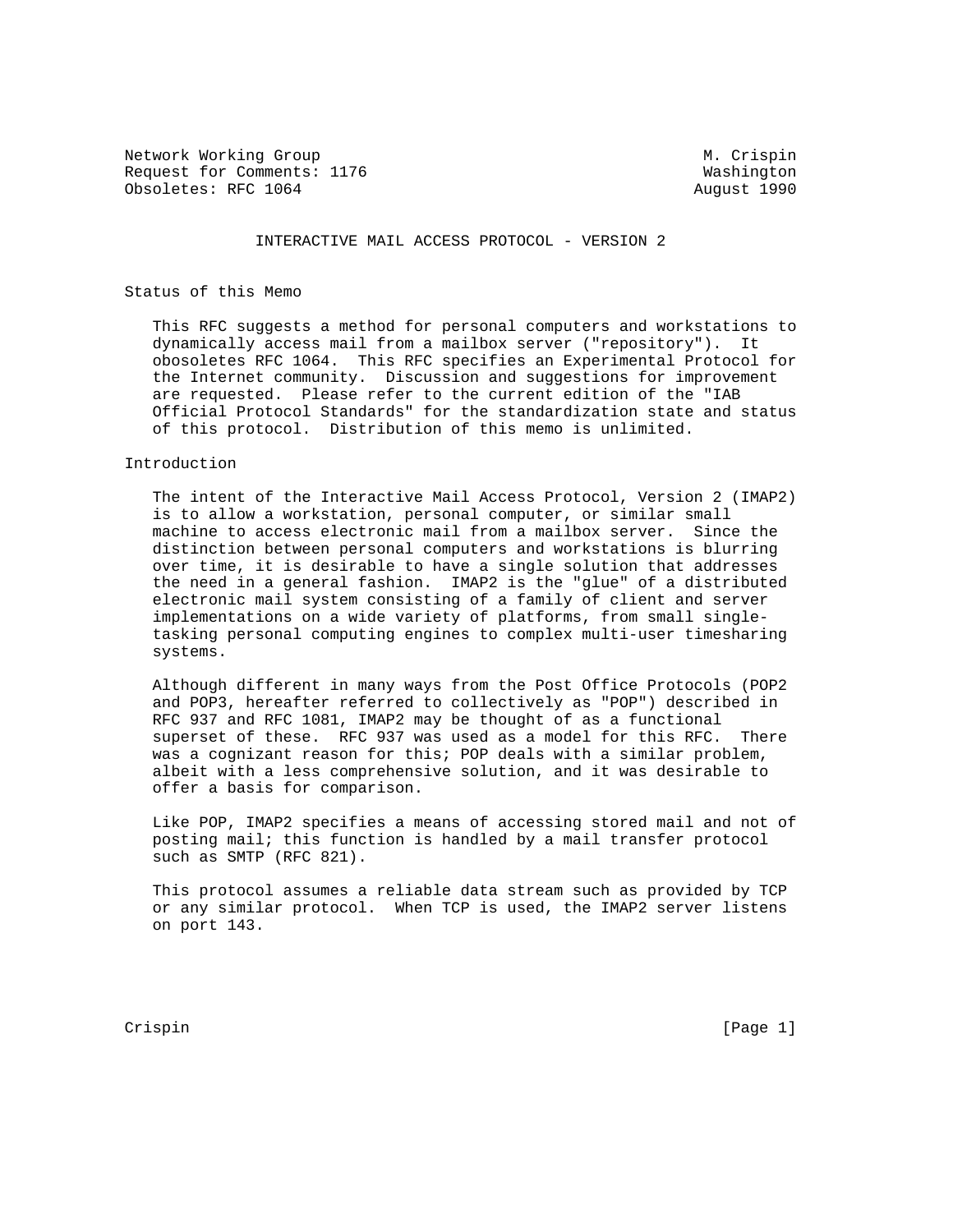Network Working Group M. Crispin
Request for Comments: 1176 Washington
Obsoletes: RFC 1064 August 1990

# INTERACTIVE MAIL ACCESS PROTOCOL - VERSION 2

## Status of this Memo

This RFC suggests a method for personal computers and workstations to dynamically access mail from a mailbox server ("repository"). It obsoletes RFC 1064. This RFC specifies an Experimental Protocol for the Internet community. Discussion and suggestions for improvement are requested. Please refer to the current edition of the "IAB Official Protocol Standards" for the standardization state and status of this protocol. Distribution of this memo is unlimited.

## Introduction

The intent of the Interactive Mail Access Protocol, Version 2 (IMAP2) is to allow a workstation, personal computer, or similar small machine to access electronic mail from a mailbox server. Since the distinction between personal computers and workstations is blurring over time, it is desirable to have a single solution that addresses the need in a general fashion. IMAP2 is the "glue" of a distributed electronic mail system consisting of a family of client and server implementations on a wide variety of platforms, from small single-tasking personal computing engines to complex multi-user timesharing systems.

Although different in many ways from the Post Office Protocols (POP2 and POP3, hereafter referred to collectively as "POP") described in RFC 937 and RFC 1081, IMAP2 may be thought of as a functional superset of these. RFC 937 was used as a model for this RFC. There was a cognizant reason for this; POP deals with a similar problem, albeit with a less comprehensive solution, and it was desirable to offer a basis for comparison.

Like POP, IMAP2 specifies a means of accessing stored mail and not of posting mail; this function is handled by a mail transfer protocol such as SMTP (RFC 821).

This protocol assumes a reliable data stream such as provided by TCP or any similar protocol. When TCP is used, the IMAP2 server listens on port 143.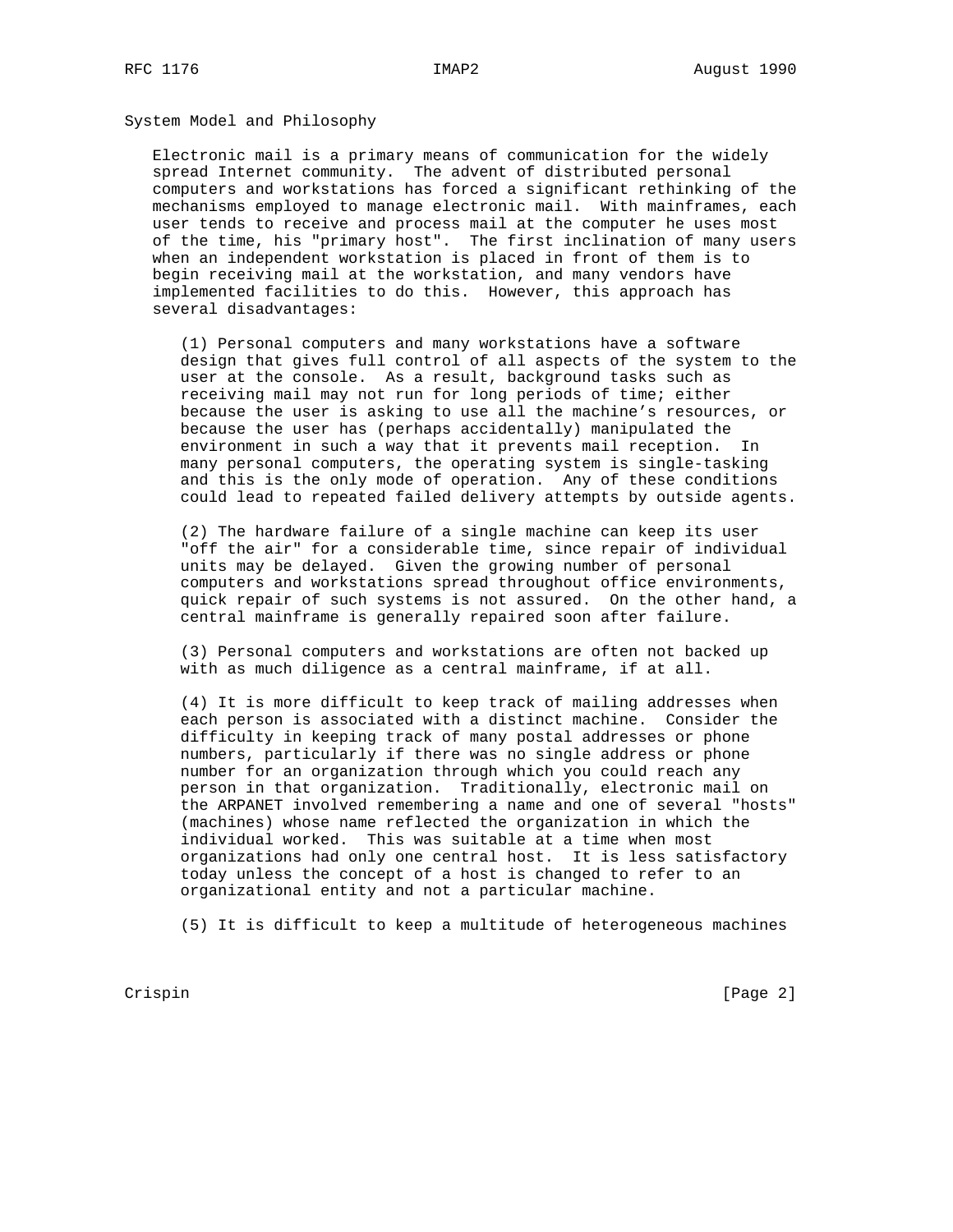## System Model and Philosophy

Electronic mail is a primary means of communication for the widely spread Internet community. The advent of distributed personal computers and workstations has forced a significant rethinking of the mechanisms employed to manage electronic mail. With mainframes, each user tends to receive and process mail at the computer he uses most of the time, his "primary host". The first inclination of many users when an independent workstation is placed in front of them is to begin receiving mail at the workstation, and many vendors have implemented facilities to do this. However, this approach has several disadvantages:

(1) Personal computers and many workstations have a software design that gives full control of all aspects of the system to the user at the console. As a result, background tasks such as receiving mail may not run for long periods of time; either because the user is asking to use all the machine's resources, or because the user has (perhaps accidentally) manipulated the environment in such a way that it prevents mail reception. In many personal computers, the operating system is single-tasking and this is the only mode of operation. Any of these conditions could lead to repeated failed delivery attempts by outside agents.

(2) The hardware failure of a single machine can keep its user "off the air" for a considerable time, since repair of individual units may be delayed. Given the growing number of personal computers and workstations spread throughout office environments, quick repair of such systems is not assured. On the other hand, a central mainframe is generally repaired soon after failure.

(3) Personal computers and workstations are often not backed up with as much diligence as a central mainframe, if at all.

(4) It is more difficult to keep track of mailing addresses when each person is associated with a distinct machine. Consider the difficulty in keeping track of many postal addresses or phone numbers, particularly if there was no single address or phone number for an organization through which you could reach any person in that organization. Traditionally, electronic mail on the ARPANET involved remembering a name and one of several "hosts" (machines) whose name reflected the organization in which the individual worked. This was suitable at a time when most organizations had only one central host. It is less satisfactory today unless the concept of a host is changed to refer to an organizational entity and not a particular machine.

(5) It is difficult to keep a multitude of heterogeneous machines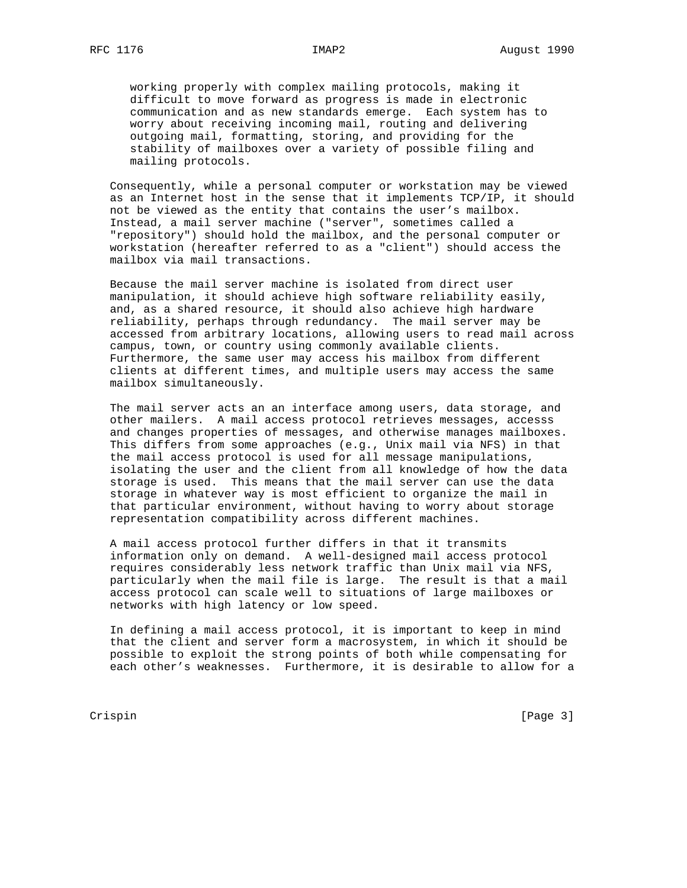working properly with complex mailing protocols, making it difficult to move forward as progress is made in electronic communication and as new standards emerge. Each system has to worry about receiving incoming mail, routing and delivering outgoing mail, formatting, storing, and providing for the stability of mailboxes over a variety of possible filing and mailing protocols.

Consequently, while a personal computer or workstation may be viewed as an Internet host in the sense that it implements TCP/IP, it should not be viewed as the entity that contains the user's mailbox. Instead, a mail server machine ("server", sometimes called a "repository") should hold the mailbox, and the personal computer or workstation (hereafter referred to as a "client") should access the mailbox via mail transactions.

Because the mail server machine is isolated from direct user manipulation, it should achieve high software reliability easily, and, as a shared resource, it should also achieve high hardware reliability, perhaps through redundancy. The mail server may be accessed from arbitrary locations, allowing users to read mail across campus, town, or country using commonly available clients. Furthermore, the same user may access his mailbox from different clients at different times, and multiple users may access the same mailbox simultaneously.

The mail server acts an an interface among users, data storage, and other mailers. A mail access protocol retrieves messages, accesss and changes properties of messages, and otherwise manages mailboxes. This differs from some approaches (e.g., Unix mail via NFS) in that the mail access protocol is used for all message manipulations, isolating the user and the client from all knowledge of how the data storage is used. This means that the mail server can use the data storage in whatever way is most efficient to organize the mail in that particular environment, without having to worry about storage representation compatibility across different machines.

A mail access protocol further differs in that it transmits information only on demand. A well-designed mail access protocol requires considerably less network traffic than Unix mail via NFS, particularly when the mail file is large. The result is that a mail access protocol can scale well to situations of large mailboxes or networks with high latency or low speed.

In defining a mail access protocol, it is important to keep in mind that the client and server form a macrosystem, in which it should be possible to exploit the strong points of both while compensating for each other's weaknesses. Furthermore, it is desirable to allow for a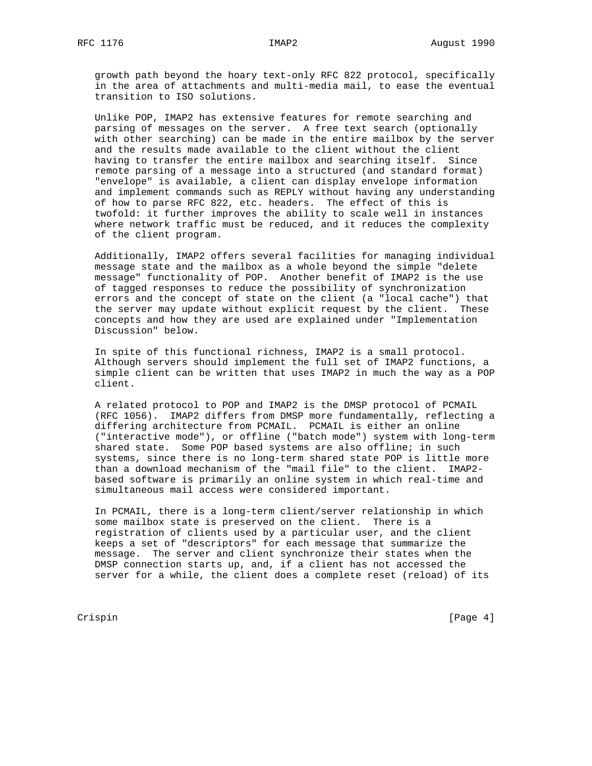growth path beyond the hoary text-only RFC 822 protocol, specifically in the area of attachments and multi-media mail, to ease the eventual transition to ISO solutions.

Unlike POP, IMAP2 has extensive features for remote searching and parsing of messages on the server. A free text search (optionally with other searching) can be made in the entire mailbox by the server and the results made available to the client without the client having to transfer the entire mailbox and searching itself. Since remote parsing of a message into a structured (and standard format) "envelope" is available, a client can display envelope information and implement commands such as REPLY without having any understanding of how to parse RFC 822, etc. headers. The effect of this is twofold: it further improves the ability to scale well in instances where network traffic must be reduced, and it reduces the complexity of the client program.

Additionally, IMAP2 offers several facilities for managing individual message state and the mailbox as a whole beyond the simple "delete message" functionality of POP. Another benefit of IMAP2 is the use of tagged responses to reduce the possibility of synchronization errors and the concept of state on the client (a "local cache") that the server may update without explicit request by the client. These concepts and how they are used are explained under "Implementation Discussion" below.

In spite of this functional richness, IMAP2 is a small protocol. Although servers should implement the full set of IMAP2 functions, a simple client can be written that uses IMAP2 in much the way as a POP client.

A related protocol to POP and IMAP2 is the DMSP protocol of PCMAIL (RFC 1056). IMAP2 differs from DMSP more fundamentally, reflecting a differing architecture from PCMAIL. PCMAIL is either an online ("interactive mode"), or offline ("batch mode") system with long-term shared state. Some POP based systems are also offline; in such systems, since there is no long-term shared state POP is little more than a download mechanism of the "mail file" to the client. IMAP2-based software is primarily an online system in which real-time and simultaneous mail access were considered important.

In PCMAIL, there is a long-term client/server relationship in which some mailbox state is preserved on the client. There is a registration of clients used by a particular user, and the client keeps a set of "descriptors" for each message that summarize the message. The server and client synchronize their states when the DMSP connection starts up, and, if a client has not accessed the server for a while, the client does a complete reset (reload) of its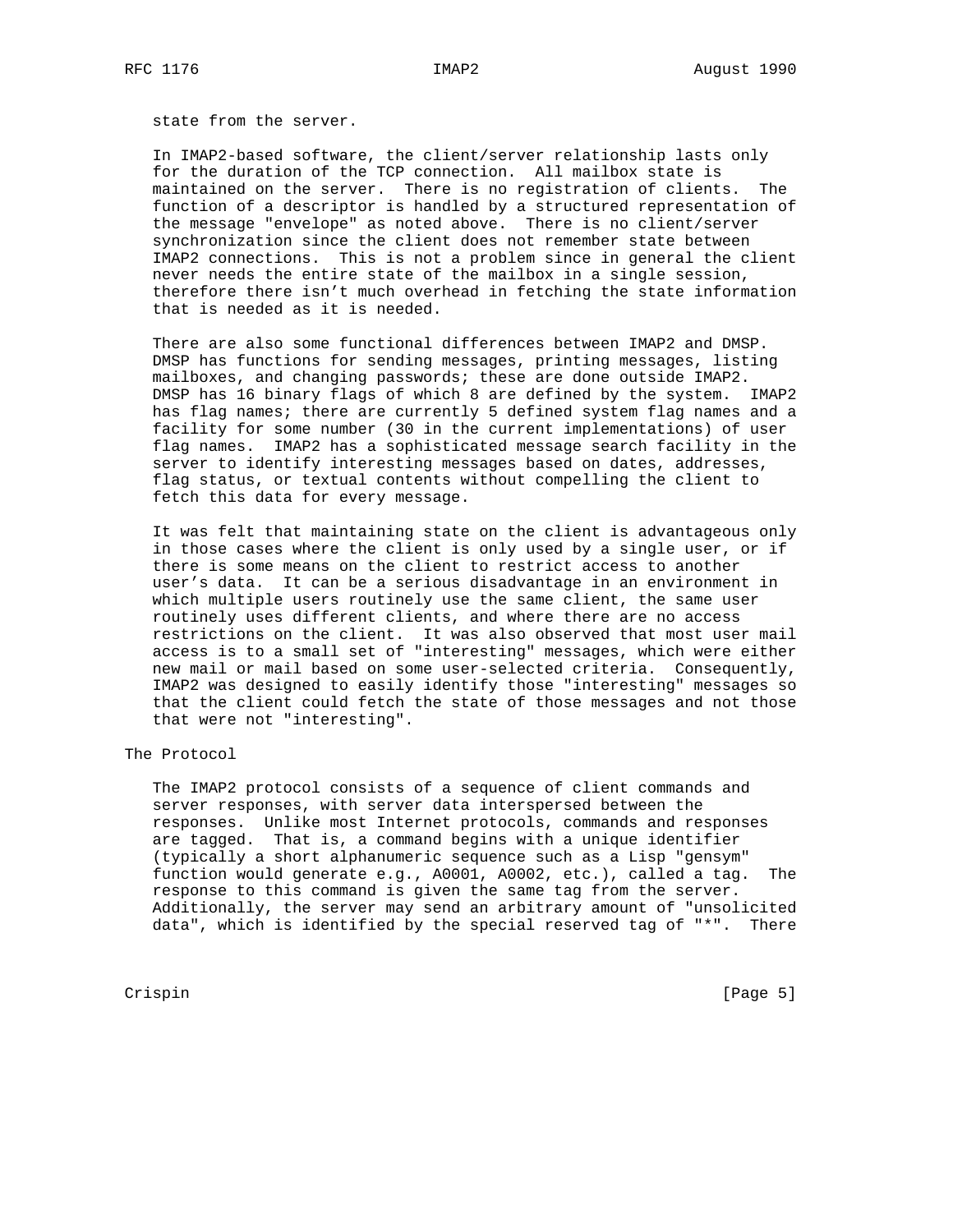state from the server.

In IMAP2-based software, the client/server relationship lasts only for the duration of the TCP connection. All mailbox state is maintained on the server. There is no registration of clients. The function of a descriptor is handled by a structured representation of the message "envelope" as noted above. There is no client/server synchronization since the client does not remember state between IMAP2 connections. This is not a problem since in general the client never needs the entire state of the mailbox in a single session, therefore there isn't much overhead in fetching the state information that is needed as it is needed.

There are also some functional differences between IMAP2 and DMSP. DMSP has functions for sending messages, printing messages, listing mailboxes, and changing passwords; these are done outside IMAP2. DMSP has 16 binary flags of which 8 are defined by the system. IMAP2 has flag names; there are currently 5 defined system flag names and a facility for some number (30 in the current implementations) of user flag names. IMAP2 has a sophisticated message search facility in the server to identify interesting messages based on dates, addresses, flag status, or textual contents without compelling the client to fetch this data for every message.

It was felt that maintaining state on the client is advantageous only in those cases where the client is only used by a single user, or if there is some means on the client to restrict access to another user's data. It can be a serious disadvantage in an environment in which multiple users routinely use the same client, the same user routinely uses different clients, and where there are no access restrictions on the client. It was also observed that most user mail access is to a small set of "interesting" messages, which were either new mail or mail based on some user-selected criteria. Consequently, IMAP2 was designed to easily identify those "interesting" messages so that the client could fetch the state of those messages and not those that were not "interesting".

## The Protocol

The IMAP2 protocol consists of a sequence of client commands and server responses, with server data interspersed between the responses. Unlike most Internet protocols, commands and responses are tagged. That is, a command begins with a unique identifier (typically a short alphanumeric sequence such as a Lisp "gensym" function would generate e.g., A0001, A0002, etc.), called a tag. The response to this command is given the same tag from the server. Additionally, the server may send an arbitrary amount of "unsolicited data", which is identified by the special reserved tag of "*". There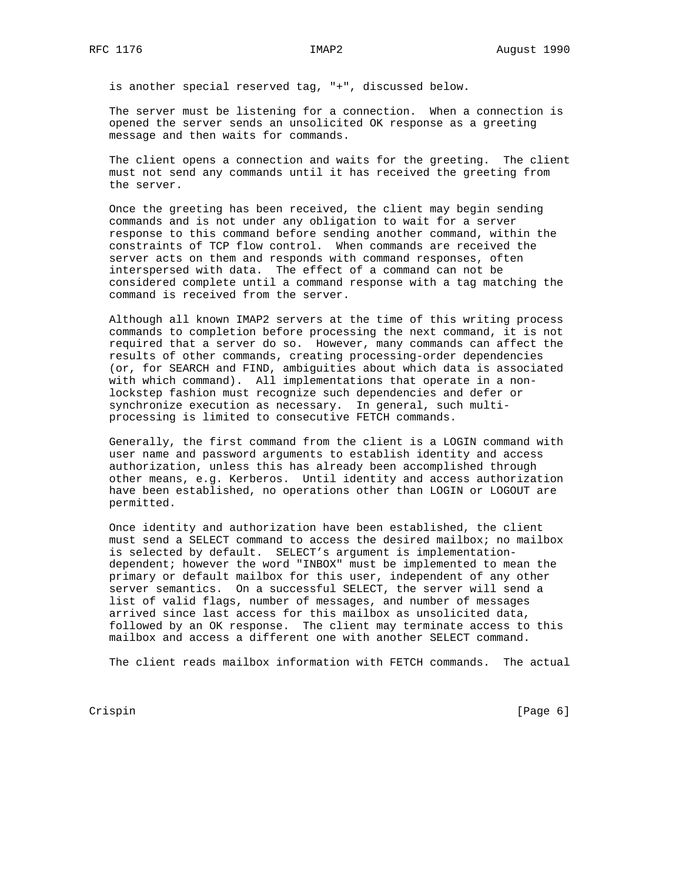is another special reserved tag, "+", discussed below.

The server must be listening for a connection. When a connection is opened the server sends an unsolicited OK response as a greeting message and then waits for commands.

The client opens a connection and waits for the greeting. The client must not send any commands until it has received the greeting from the server.

Once the greeting has been received, the client may begin sending commands and is not under any obligation to wait for a server response to this command before sending another command, within the constraints of TCP flow control. When commands are received the server acts on them and responds with command responses, often interspersed with data. The effect of a command can not be considered complete until a command response with a tag matching the command is received from the server.

Although all known IMAP2 servers at the time of this writing process commands to completion before processing the next command, it is not required that a server do so. However, many commands can affect the results of other commands, creating processing-order dependencies (or, for SEARCH and FIND, ambiguities about which data is associated with which command). All implementations that operate in a non-lockstep fashion must recognize such dependencies and defer or synchronize execution as necessary. In general, such multi-processing is limited to consecutive FETCH commands.

Generally, the first command from the client is a LOGIN command with user name and password arguments to establish identity and access authorization, unless this has already been accomplished through other means, e.g. Kerberos. Until identity and access authorization have been established, no operations other than LOGIN or LOGOUT are permitted.

Once identity and authorization have been established, the client must send a SELECT command to access the desired mailbox; no mailbox is selected by default. SELECT's argument is implementation-dependent; however the word "INBOX" must be implemented to mean the primary or default mailbox for this user, independent of any other server semantics. On a successful SELECT, the server will send a list of valid flags, number of messages, and number of messages arrived since last access for this mailbox as unsolicited data, followed by an OK response. The client may terminate access to this mailbox and access a different one with another SELECT command.

The client reads mailbox information with FETCH commands. The actual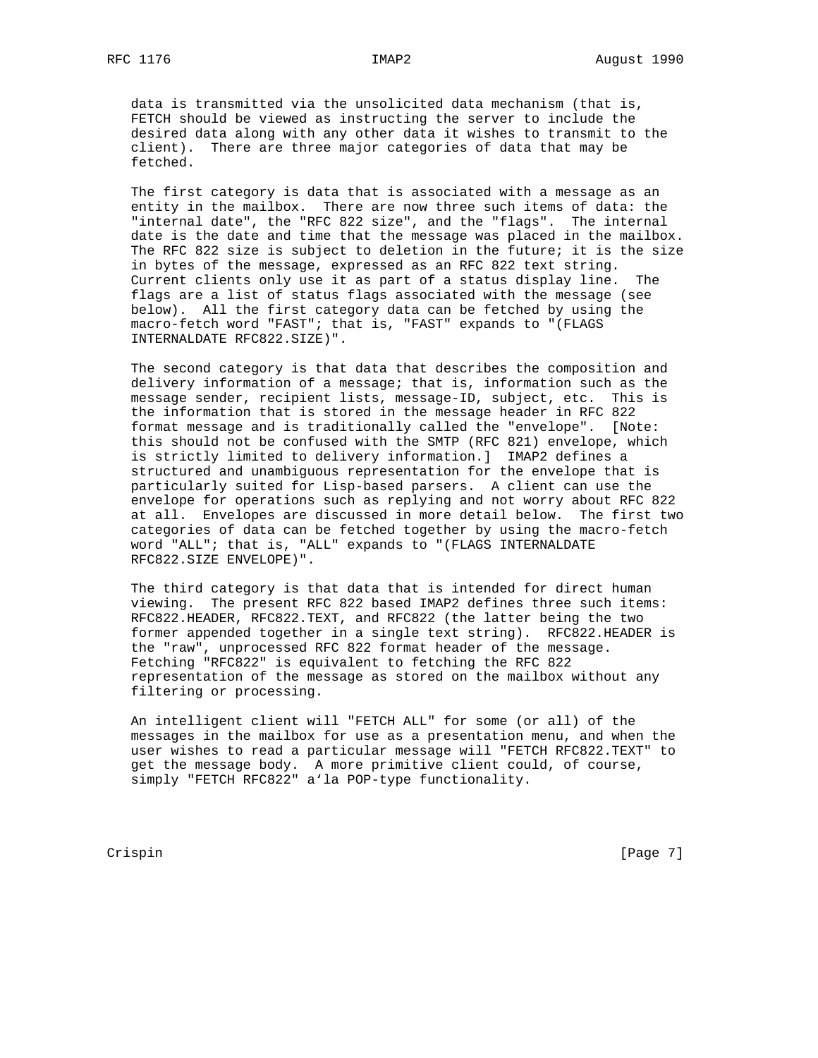data is transmitted via the unsolicited data mechanism (that is, FETCH should be viewed as instructing the server to include the desired data along with any other data it wishes to transmit to the client). There are three major categories of data that may be fetched.

The first category is data that is associated with a message as an entity in the mailbox. There are now three such items of data: the "internal date", the "RFC 822 size", and the "flags". The internal date is the date and time that the message was placed in the mailbox. The RFC 822 size is subject to deletion in the future; it is the size in bytes of the message, expressed as an RFC 822 text string. Current clients only use it as part of a status display line. The flags are a list of status flags associated with the message (see below). All the first category data can be fetched by using the macro-fetch word "FAST"; that is, "FAST" expands to "(FLAGS INTERNALDATE RFC822.SIZE)".

The second category is that data that describes the composition and delivery information of a message; that is, information such as the message sender, recipient lists, message-ID, subject, etc. This is the information that is stored in the message header in RFC 822 format message and is traditionally called the "envelope". [Note: this should not be confused with the SMTP (RFC 821) envelope, which is strictly limited to delivery information.] IMAP2 defines a structured and unambiguous representation for the envelope that is particularly suited for Lisp-based parsers. A client can use the envelope for operations such as replying and not worry about RFC 822 at all. Envelopes are discussed in more detail below. The first two categories of data can be fetched together by using the macro-fetch word "ALL"; that is, "ALL" expands to "(FLAGS INTERNALDATE RFC822.SIZE ENVELOPE)".

The third category is that data that is intended for direct human viewing. The present RFC 822 based IMAP2 defines three such items: RFC822.HEADER, RFC822.TEXT, and RFC822 (the latter being the two former appended together in a single text string). RFC822.HEADER is the "raw", unprocessed RFC 822 format header of the message. Fetching "RFC822" is equivalent to fetching the RFC 822 representation of the message as stored on the mailbox without any filtering or processing.

An intelligent client will "FETCH ALL" for some (or all) of the messages in the mailbox for use as a presentation menu, and when the user wishes to read a particular message will "FETCH RFC822.TEXT" to get the message body. A more primitive client could, of course, simply "FETCH RFC822" a‘la POP-type functionality.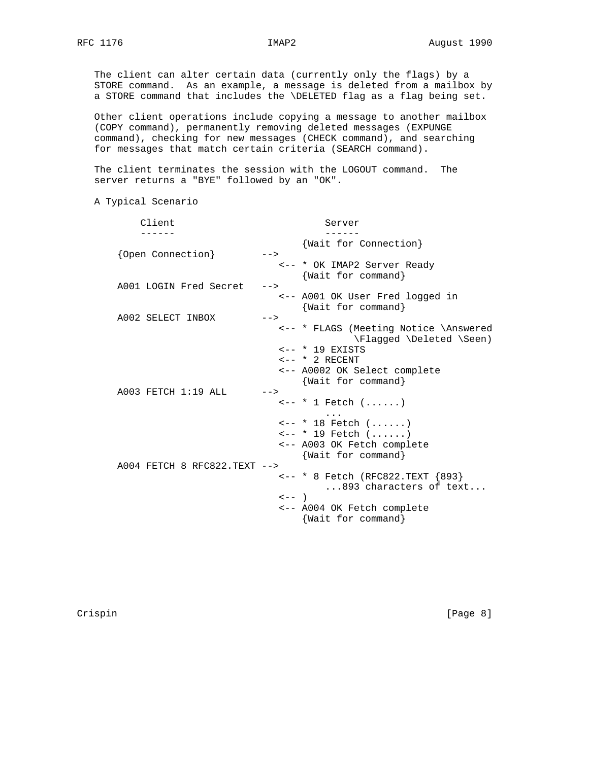The client can alter certain data (currently only the flags) by a STORE command. As an example, a message is deleted from a mailbox by a STORE command that includes the \DELETED flag as a flag being set.

Other client operations include copying a message to another mailbox (COPY command), permanently removing deleted messages (EXPUNGE command), checking for new messages (CHECK command), and searching for messages that match certain criteria (SEARCH command).

The client terminates the session with the LOGOUT command. The server returns a "BYE" followed by an "OK".

A Typical Scenario

```
     Client                          Server
     ------                          ------
                                 {Wait for Connection}
 {Open Connection}        -->
                            <-- * OK IMAP2 Server Ready
                                 {Wait for command}
 A001 LOGIN Fred Secret   -->
                            <-- A001 OK User Fred logged in
                                 {Wait for command}
 A002 SELECT INBOX        -->
                            <-- * FLAGS (Meeting Notice \Answered
                                            \Flagged \Deleted \Seen)
                            <-- * 19 EXISTS
                            <-- * 2 RECENT
                            <-- A0002 OK Select complete
                                 {Wait for command}
 A003 FETCH 1:19 ALL      -->
                            <-- * 1 Fetch (......)
                                     ...
                            <-- * 18 Fetch (......)
                            <-- * 19 Fetch (......)
                            <-- A003 OK Fetch complete
                                 {Wait for command}
 A004 FETCH 8 RFC822.TEXT -->
                            <-- * 8 Fetch (RFC822.TEXT {893}
                                     ...893 characters of text...
                            <-- )
                            <-- A004 OK Fetch complete
                                 {Wait for command}
```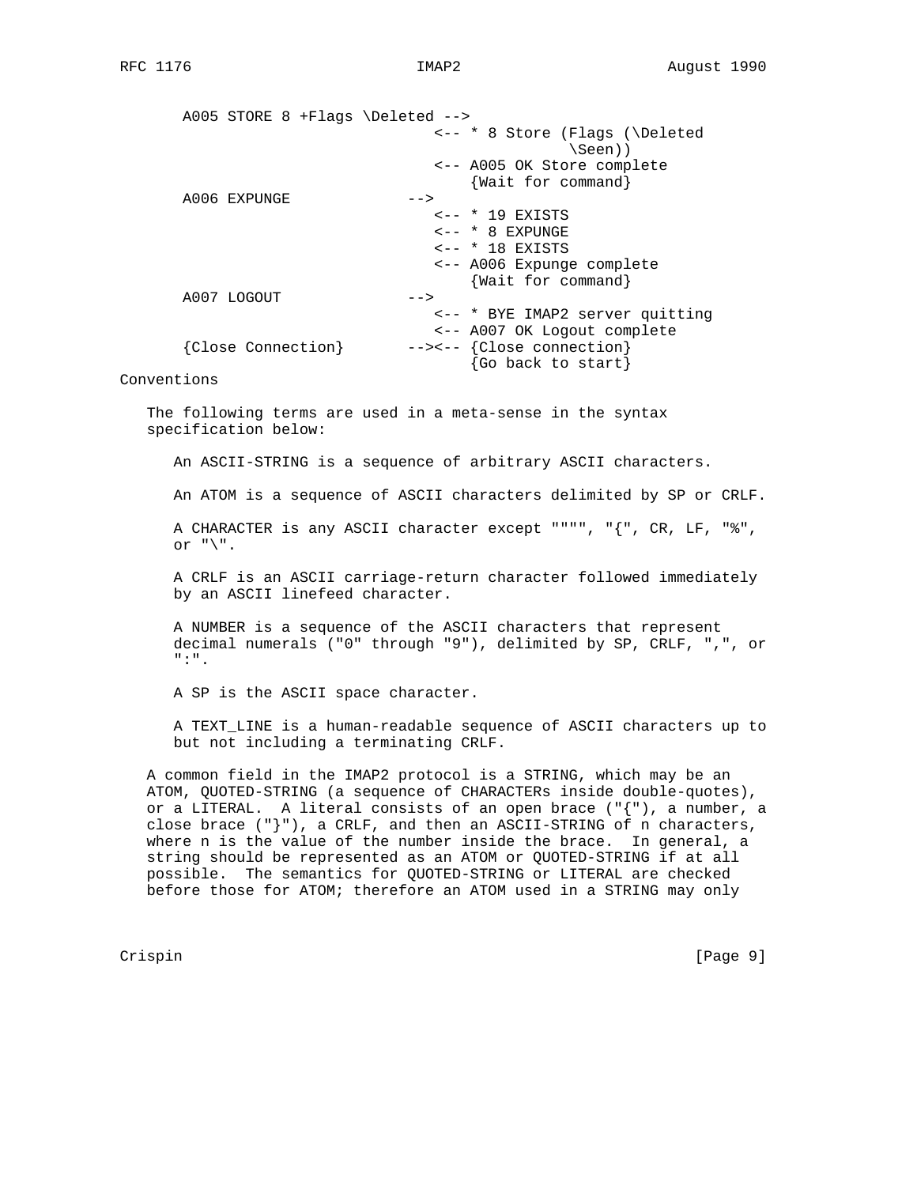```
      A005 STORE 8 +Flags \Deleted -->
                                  <-- * 8 Store (Flags (\Deleted
                                                 \Seen))
                                  <-- A005 OK Store complete
                                      {Wait for command}
      A006 EXPUNGE             -->
                                  <-- * 19 EXISTS
                                  <-- * 8 EXPUNGE
                                  <-- * 18 EXISTS
                                  <-- A006 Expunge complete
                                      {Wait for command}
      A007 LOGOUT              -->
                                  <-- * BYE IMAP2 server quitting
                                  <-- A007 OK Logout complete
      {Close Connection}       --><-- {Close connection}
                                      {Go back to start}
```

## Conventions

The following terms are used in a meta-sense in the syntax specification below:

An ASCII-STRING is a sequence of arbitrary ASCII characters.

An ATOM is a sequence of ASCII characters delimited by SP or CRLF.

A CHARACTER is any ASCII character except """", "{", CR, LF, "%", or "\".

A CRLF is an ASCII carriage-return character followed immediately by an ASCII linefeed character.

A NUMBER is a sequence of the ASCII characters that represent decimal numerals ("0" through "9"), delimited by SP, CRLF, ",", or ":".

A SP is the ASCII space character.

A TEXT_LINE is a human-readable sequence of ASCII characters up to but not including a terminating CRLF.

A common field in the IMAP2 protocol is a STRING, which may be an ATOM, QUOTED-STRING (a sequence of CHARACTERs inside double-quotes), or a LITERAL. A literal consists of an open brace ("{"), a number, a close brace ("}"), a CRLF, and then an ASCII-STRING of n characters, where n is the value of the number inside the brace. In general, a string should be represented as an ATOM or QUOTED-STRING if at all possible. The semantics for QUOTED-STRING or LITERAL are checked before those for ATOM; therefore an ATOM used in a STRING may only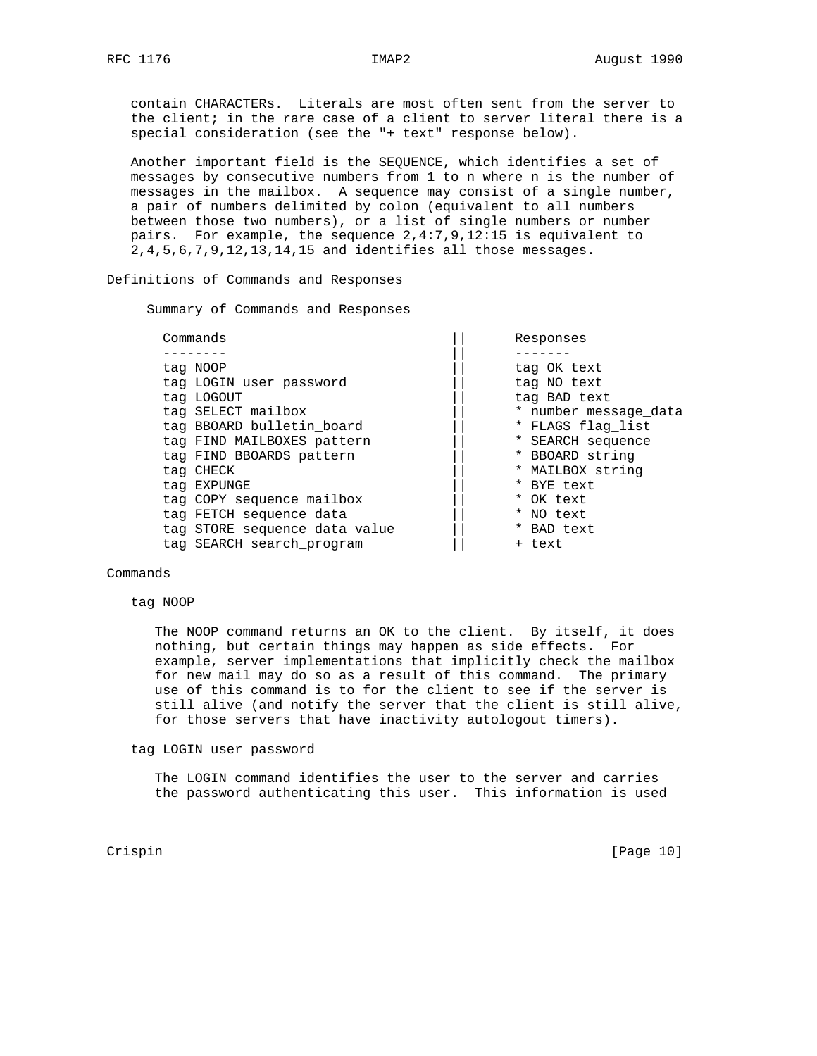contain CHARACTERs. Literals are most often sent from the server to the client; in the rare case of a client to server literal there is a special consideration (see the "+ text" response below).

Another important field is the SEQUENCE, which identifies a set of messages by consecutive numbers from 1 to n where n is the number of messages in the mailbox. A sequence may consist of a single number, a pair of numbers delimited by colon (equivalent to all numbers between those two numbers), or a list of single numbers or number pairs. For example, the sequence 2,4:7,9,12:15 is equivalent to 2,4,5,6,7,9,12,13,14,15 and identifies all those messages.

## Definitions of Commands and Responses

### Summary of Commands and Responses

| Commands | Responses |
|---|---|
| tag NOOP | tag OK text |
| tag LOGIN user password | tag NO text |
| tag LOGOUT | tag BAD text |
| tag SELECT mailbox | * number message_data |
| tag BBOARD bulletin_board | * FLAGS flag_list |
| tag FIND MAILBOXES pattern | * SEARCH sequence |
| tag FIND BBOARDS pattern | * BBOARD string |
| tag CHECK | * MAILBOX string |
| tag EXPUNGE | * BYE text |
| tag COPY sequence mailbox | * OK text |
| tag FETCH sequence data | * NO text |
| tag STORE sequence data value | * BAD text |
| tag SEARCH search_program | + text |

## Commands

### tag NOOP

The NOOP command returns an OK to the client. By itself, it does nothing, but certain things may happen as side effects. For example, server implementations that implicitly check the mailbox for new mail may do so as a result of this command. The primary use of this command is to for the client to see if the server is still alive (and notify the server that the client is still alive, for those servers that have inactivity autologout timers).

### tag LOGIN user password

The LOGIN command identifies the user to the server and carries the password authenticating this user. This information is used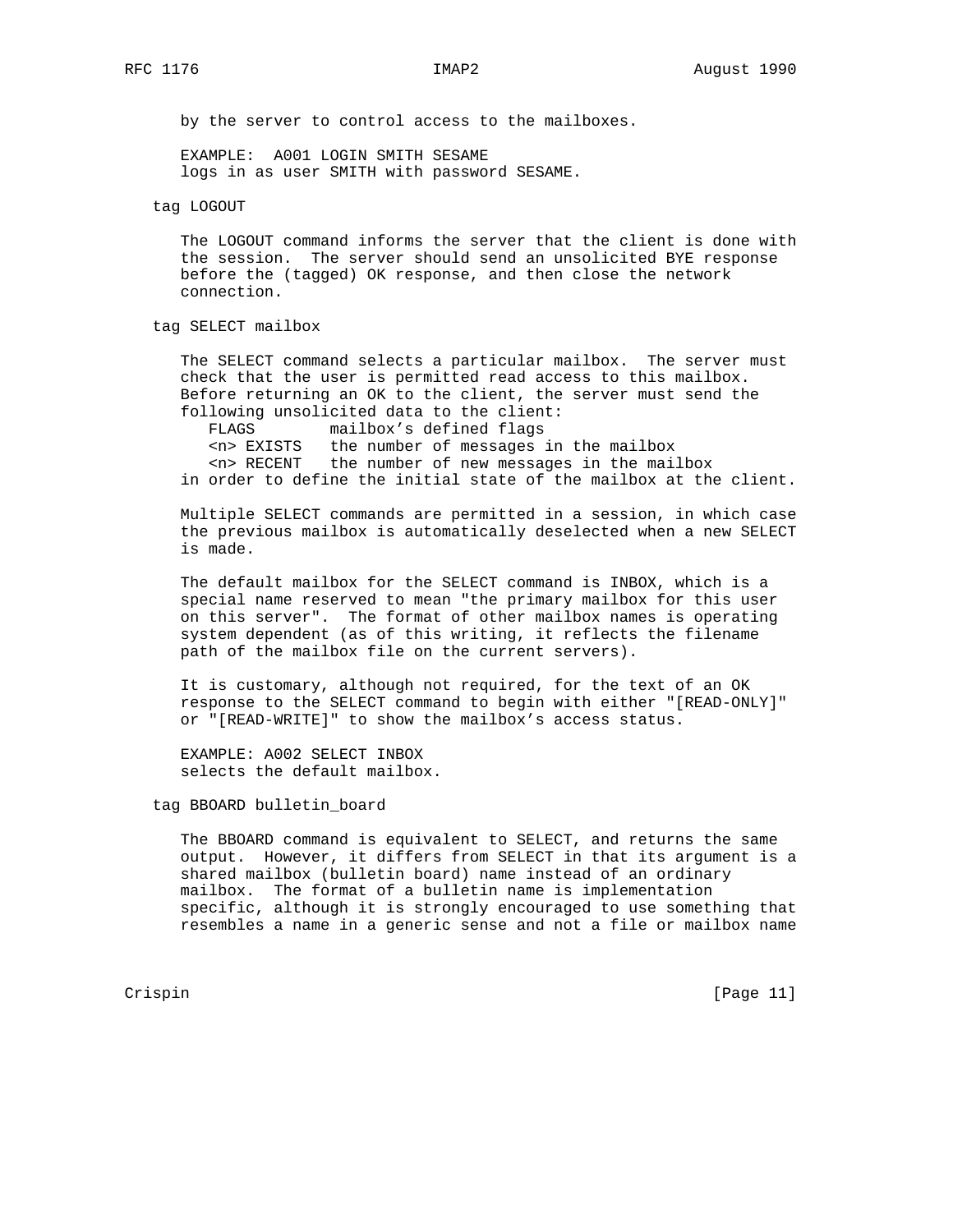by the server to control access to the mailboxes.

EXAMPLE:  A001 LOGIN SMITH SESAME
logs in as user SMITH with password SESAME.

tag LOGOUT

The LOGOUT command informs the server that the client is done with the session.  The server should send an unsolicited BYE response before the (tagged) OK response, and then close the network connection.

tag SELECT mailbox

The SELECT command selects a particular mailbox.  The server must check that the user is permitted read access to this mailbox. Before returning an OK to the client, the server must send the following unsolicited data to the client:

```
   FLAGS        mailbox's defined flags
   <n> EXISTS   the number of messages in the mailbox
   <n> RECENT   the number of new messages in the mailbox
```

in order to define the initial state of the mailbox at the client.

Multiple SELECT commands are permitted in a session, in which case the previous mailbox is automatically deselected when a new SELECT is made.

The default mailbox for the SELECT command is INBOX, which is a special name reserved to mean "the primary mailbox for this user on this server".  The format of other mailbox names is operating system dependent (as of this writing, it reflects the filename path of the mailbox file on the current servers).

It is customary, although not required, for the text of an OK response to the SELECT command to begin with either "[READ-ONLY]" or "[READ-WRITE]" to show the mailbox's access status.

EXAMPLE: A002 SELECT INBOX
selects the default mailbox.

tag BBOARD bulletin_board

The BBOARD command is equivalent to SELECT, and returns the same output.  However, it differs from SELECT in that its argument is a shared mailbox (bulletin board) name instead of an ordinary mailbox.  The format of a bulletin name is implementation specific, although it is strongly encouraged to use something that resembles a name in a generic sense and not a file or mailbox name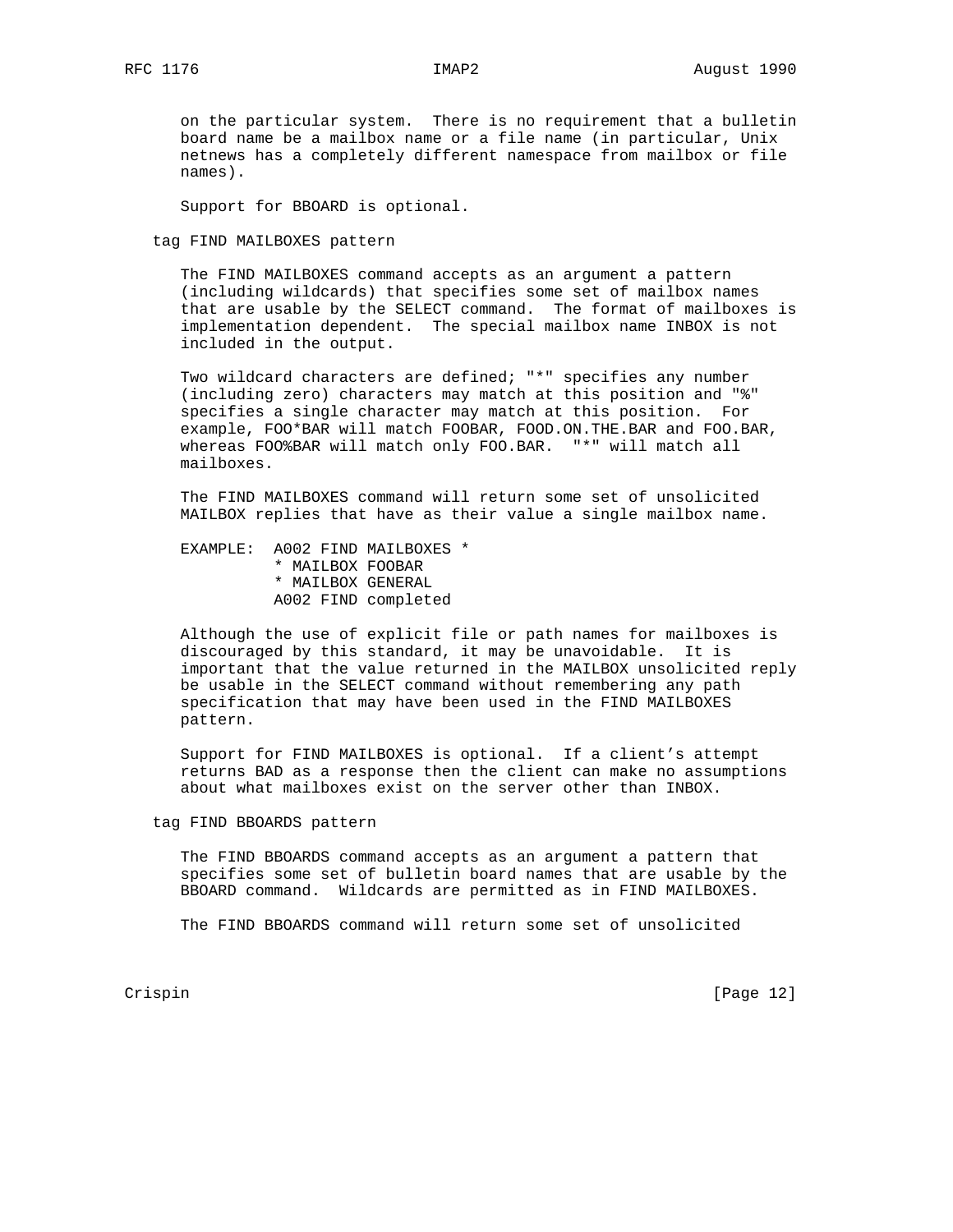on the particular system. There is no requirement that a bulletin board name be a mailbox name or a file name (in particular, Unix netnews has a completely different namespace from mailbox or file names).

Support for BBOARD is optional.

tag FIND MAILBOXES pattern

The FIND MAILBOXES command accepts as an argument a pattern (including wildcards) that specifies some set of mailbox names that are usable by the SELECT command. The format of mailboxes is implementation dependent. The special mailbox name INBOX is not included in the output.

Two wildcard characters are defined; "*" specifies any number (including zero) characters may match at this position and "%" specifies a single character may match at this position. For example, FOO*BAR will match FOOBAR, FOOD.ON.THE.BAR and FOO.BAR, whereas FOO%BAR will match only FOO.BAR. "*" will match all mailboxes.

The FIND MAILBOXES command will return some set of unsolicited MAILBOX replies that have as their value a single mailbox name.

```
EXAMPLE:  A002 FIND MAILBOXES *
          * MAILBOX FOOBAR
          * MAILBOX GENERAL
          A002 FIND completed
```

Although the use of explicit file or path names for mailboxes is discouraged by this standard, it may be unavoidable. It is important that the value returned in the MAILBOX unsolicited reply be usable in the SELECT command without remembering any path specification that may have been used in the FIND MAILBOXES pattern.

Support for FIND MAILBOXES is optional. If a client's attempt returns BAD as a response then the client can make no assumptions about what mailboxes exist on the server other than INBOX.

tag FIND BBOARDS pattern

The FIND BBOARDS command accepts as an argument a pattern that specifies some set of bulletin board names that are usable by the BBOARD command. Wildcards are permitted as in FIND MAILBOXES.

The FIND BBOARDS command will return some set of unsolicited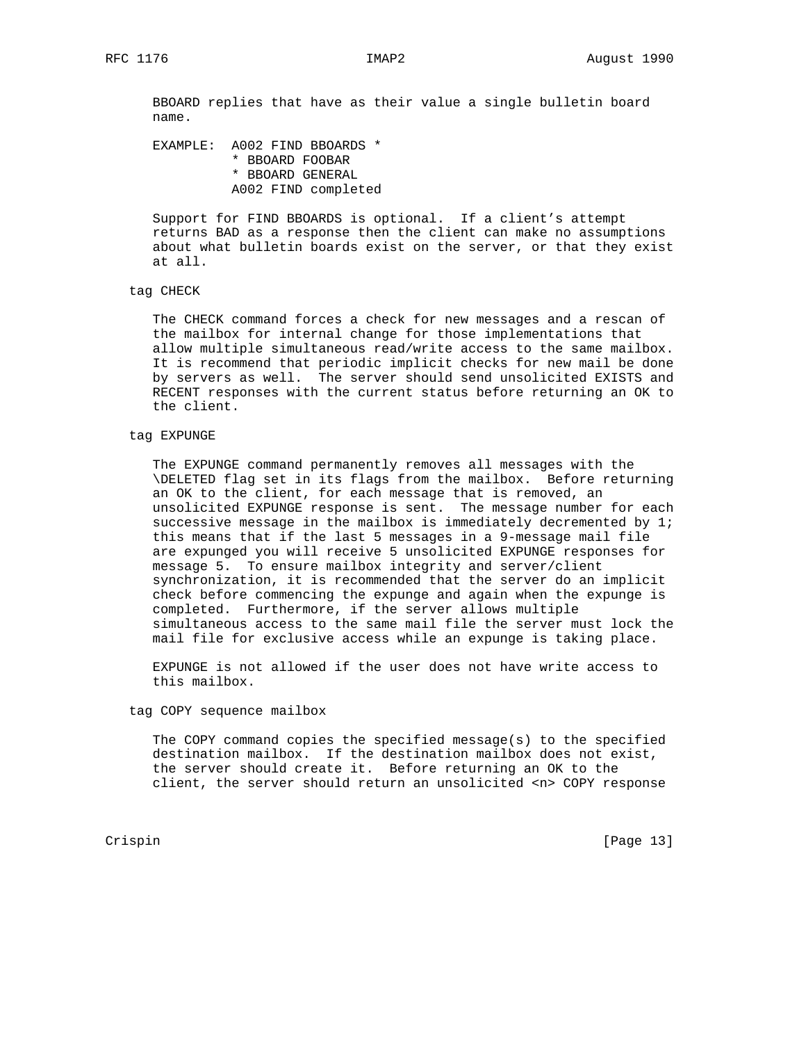BBOARD replies that have as their value a single bulletin board name.

```
EXAMPLE:  A002 FIND BBOARDS *
          * BBOARD FOOBAR
          * BBOARD GENERAL
          A002 FIND completed
```

Support for FIND BBOARDS is optional. If a client's attempt returns BAD as a response then the client can make no assumptions about what bulletin boards exist on the server, or that they exist at all.

tag CHECK

The CHECK command forces a check for new messages and a rescan of the mailbox for internal change for those implementations that allow multiple simultaneous read/write access to the same mailbox. It is recommend that periodic implicit checks for new mail be done by servers as well. The server should send unsolicited EXISTS and RECENT responses with the current status before returning an OK to the client.

tag EXPUNGE

The EXPUNGE command permanently removes all messages with the \DELETED flag set in its flags from the mailbox. Before returning an OK to the client, for each message that is removed, an unsolicited EXPUNGE response is sent. The message number for each successive message in the mailbox is immediately decremented by 1; this means that if the last 5 messages in a 9-message mail file are expunged you will receive 5 unsolicited EXPUNGE responses for message 5. To ensure mailbox integrity and server/client synchronization, it is recommended that the server do an implicit check before commencing the expunge and again when the expunge is completed. Furthermore, if the server allows multiple simultaneous access to the same mail file the server must lock the mail file for exclusive access while an expunge is taking place.

EXPUNGE is not allowed if the user does not have write access to this mailbox.

tag COPY sequence mailbox

The COPY command copies the specified message(s) to the specified destination mailbox. If the destination mailbox does not exist, the server should create it. Before returning an OK to the client, the server should return an unsolicited <n> COPY response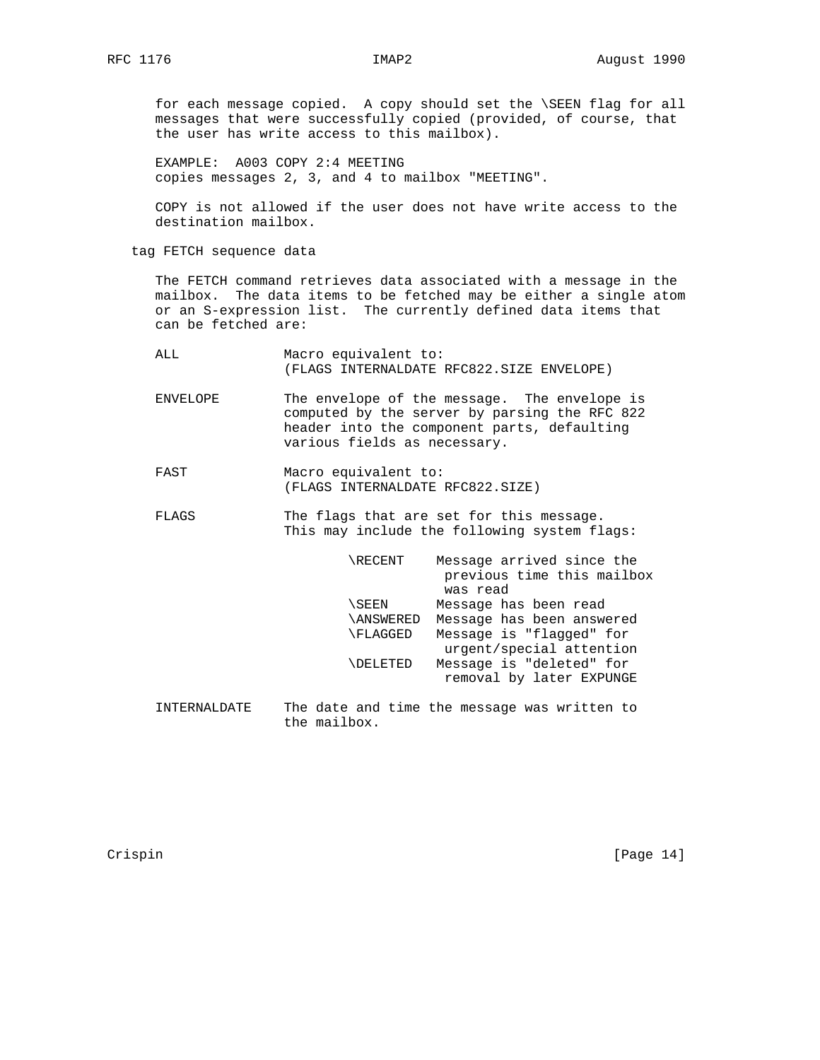for each message copied. A copy should set the \SEEN flag for all messages that were successfully copied (provided, of course, that the user has write access to this mailbox).

EXAMPLE: A003 COPY 2:4 MEETING
copies messages 2, 3, and 4 to mailbox "MEETING".

COPY is not allowed if the user does not have write access to the destination mailbox.

tag FETCH sequence data

The FETCH command retrieves data associated with a message in the mailbox. The data items to be fetched may be either a single atom or an S-expression list. The currently defined data items that can be fetched are:

ALL — Macro equivalent to:
(FLAGS INTERNALDATE RFC822.SIZE ENVELOPE)

ENVELOPE — The envelope of the message. The envelope is computed by the server by parsing the RFC 822 header into the component parts, defaulting various fields as necessary.

FAST — Macro equivalent to:
(FLAGS INTERNALDATE RFC822.SIZE)

FLAGS — The flags that are set for this message. This may include the following system flags:

| Flag | Description |
| --- | --- |
| \RECENT | Message arrived since the previous time this mailbox was read |
| \SEEN | Message has been read |
| \ANSWERED | Message has been answered |
| \FLAGGED | Message is "flagged" for urgent/special attention |
| \DELETED | Message is "deleted" for removal by later EXPUNGE |

INTERNALDATE — The date and time the message was written to the mailbox.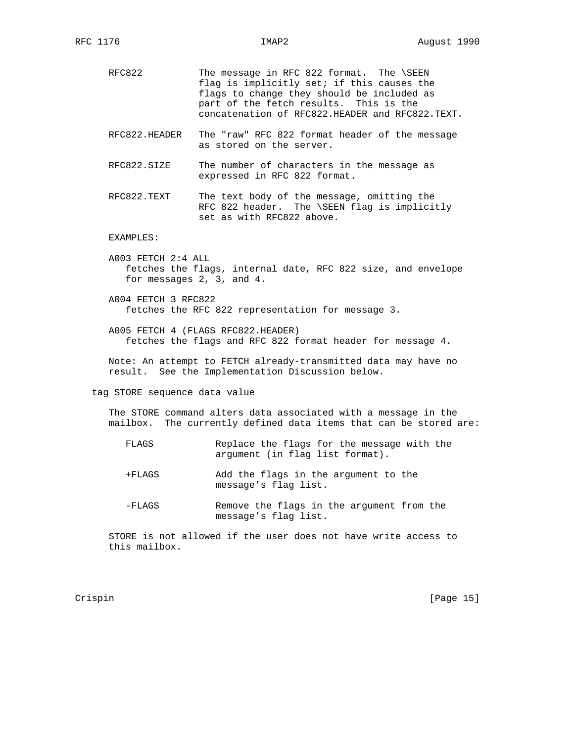RFC822 The message in RFC 822 format. The \SEEN flag is implicitly set; if this causes the flags to change they should be included as part of the fetch results. This is the concatenation of RFC822.HEADER and RFC822.TEXT.

RFC822.HEADER The "raw" RFC 822 format header of the message as stored on the server.

RFC822.SIZE The number of characters in the message as expressed in RFC 822 format.

RFC822.TEXT The text body of the message, omitting the RFC 822 header. The \SEEN flag is implicitly set as with RFC822 above.

EXAMPLES:

A003 FETCH 2:4 ALL
fetches the flags, internal date, RFC 822 size, and envelope for messages 2, 3, and 4.

A004 FETCH 3 RFC822
fetches the RFC 822 representation for message 3.

A005 FETCH 4 (FLAGS RFC822.HEADER)
fetches the flags and RFC 822 format header for message 4.

Note: An attempt to FETCH already-transmitted data may have no result. See the Implementation Discussion below.

tag STORE sequence data value

The STORE command alters data associated with a message in the mailbox. The currently defined data items that can be stored are:

FLAGS Replace the flags for the message with the argument (in flag list format).

+FLAGS Add the flags in the argument to the message's flag list.

-FLAGS Remove the flags in the argument from the message's flag list.

STORE is not allowed if the user does not have write access to this mailbox.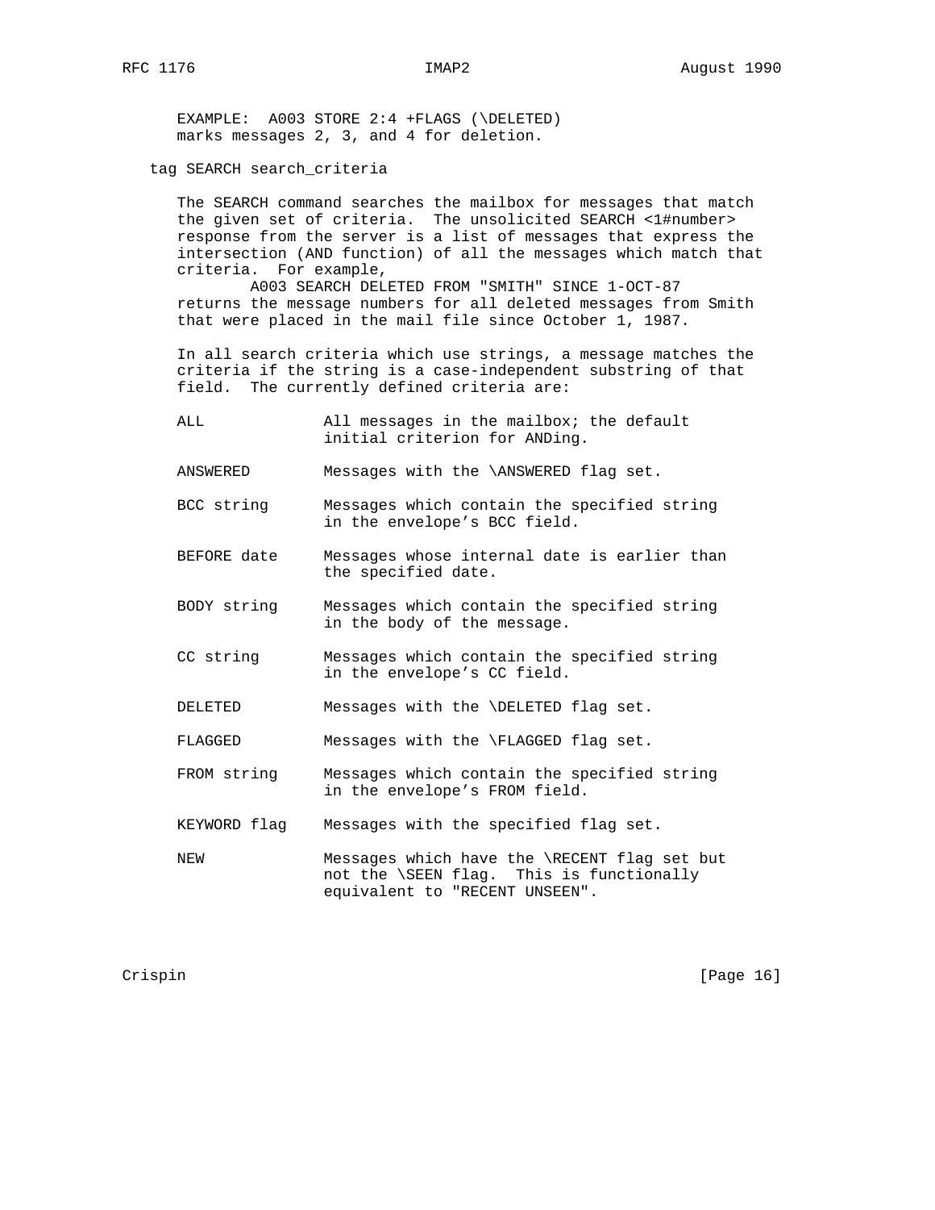EXAMPLE: A003 STORE 2:4 +FLAGS (\DELETED)
marks messages 2, 3, and 4 for deletion.

tag SEARCH search_criteria

The SEARCH command searches the mailbox for messages that match the given set of criteria. The unsolicited SEARCH <1#number> response from the server is a list of messages that express the intersection (AND function) of all the messages which match that criteria. For example,

```
        A003 SEARCH DELETED FROM "SMITH" SINCE 1-OCT-87
```

returns the message numbers for all deleted messages from Smith that were placed in the mail file since October 1, 1987.

In all search criteria which use strings, a message matches the criteria if the string is a case-independent substring of that field. The currently defined criteria are:

```
ALL             All messages in the mailbox; the default
                initial criterion for ANDing.

ANSWERED        Messages with the \ANSWERED flag set.

BCC string      Messages which contain the specified string
                in the envelope's BCC field.

BEFORE date     Messages whose internal date is earlier than
                the specified date.

BODY string     Messages which contain the specified string
                in the body of the message.

CC string       Messages which contain the specified string
                in the envelope's CC field.

DELETED         Messages with the \DELETED flag set.

FLAGGED         Messages with the \FLAGGED flag set.

FROM string     Messages which contain the specified string
                in the envelope's FROM field.

KEYWORD flag    Messages with the specified flag set.

NEW             Messages which have the \RECENT flag set but
                not the \SEEN flag.  This is functionally
                equivalent to "RECENT UNSEEN".
```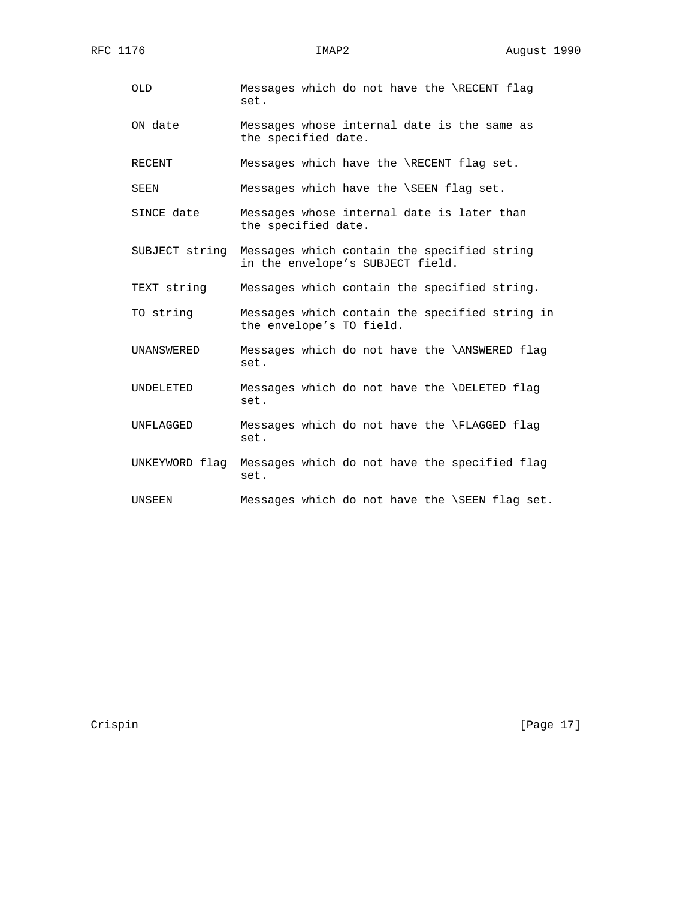```
      OLD             Messages which do not have the \RECENT flag
                      set.

      ON date         Messages whose internal date is the same as
                      the specified date.

      RECENT          Messages which have the \RECENT flag set.

      SEEN            Messages which have the \SEEN flag set.

      SINCE date      Messages whose internal date is later than
                      the specified date.

      SUBJECT string  Messages which contain the specified string
                      in the envelope's SUBJECT field.

      TEXT string     Messages which contain the specified string.

      TO string       Messages which contain the specified string in
                      the envelope's TO field.

      UNANSWERED      Messages which do not have the \ANSWERED flag
                      set.

      UNDELETED       Messages which do not have the \DELETED flag
                      set.

      UNFLAGGED       Messages which do not have the \FLAGGED flag
                      set.

      UNKEYWORD flag  Messages which do not have the specified flag
                      set.

      UNSEEN          Messages which do not have the \SEEN flag set.
```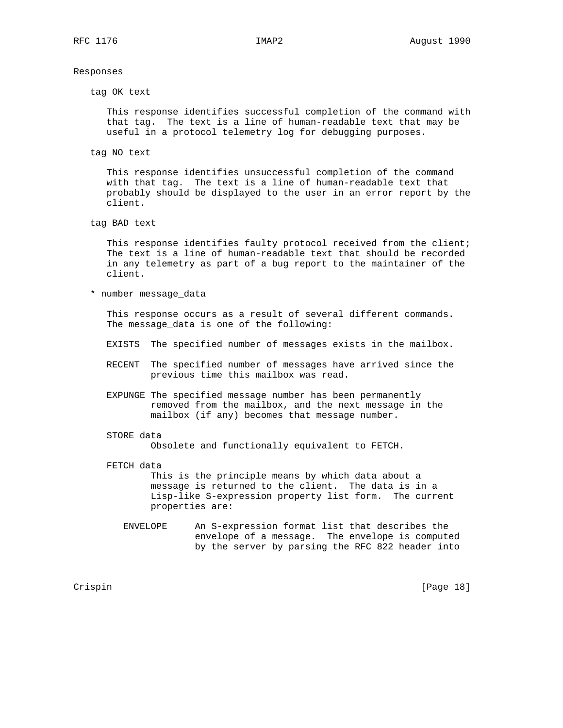Responses

tag OK text

This response identifies successful completion of the command with that tag. The text is a line of human-readable text that may be useful in a protocol telemetry log for debugging purposes.

tag NO text

This response identifies unsuccessful completion of the command with that tag. The text is a line of human-readable text that probably should be displayed to the user in an error report by the client.

tag BAD text

This response identifies faulty protocol received from the client; The text is a line of human-readable text that should be recorded in any telemetry as part of a bug report to the maintainer of the client.

* number message_data

This response occurs as a result of several different commands. The message_data is one of the following:

EXISTS The specified number of messages exists in the mailbox.

RECENT The specified number of messages have arrived since the previous time this mailbox was read.

EXPUNGE The specified message number has been permanently removed from the mailbox, and the next message in the mailbox (if any) becomes that message number.

STORE data
Obsolete and functionally equivalent to FETCH.

FETCH data
This is the principle means by which data about a message is returned to the client. The data is in a Lisp-like S-expression property list form. The current properties are:

ENVELOPE An S-expression format list that describes the envelope of a message. The envelope is computed by the server by parsing the RFC 822 header into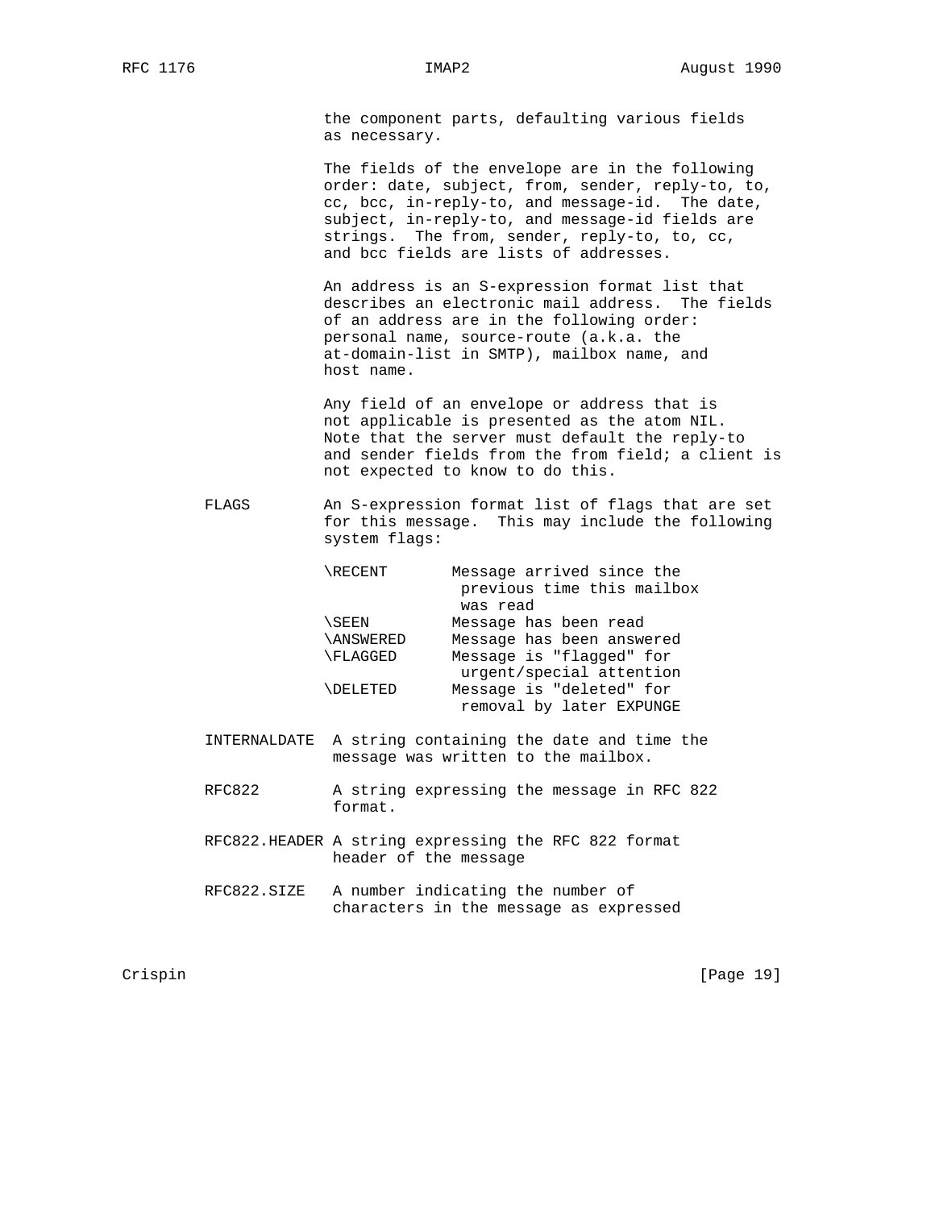the component parts, defaulting various fields as necessary.

The fields of the envelope are in the following order: date, subject, from, sender, reply-to, to, cc, bcc, in-reply-to, and message-id. The date, subject, in-reply-to, and message-id fields are strings. The from, sender, reply-to, to, cc, and bcc fields are lists of addresses.

An address is an S-expression format list that describes an electronic mail address. The fields of an address are in the following order: personal name, source-route (a.k.a. the at-domain-list in SMTP), mailbox name, and host name.

Any field of an envelope or address that is not applicable is presented as the atom NIL. Note that the server must default the reply-to and sender fields from the from field; a client is not expected to know to do this.

FLAGS — An S-expression format list of flags that are set for this message. This may include the following system flags:

| | |
|---|---|
| \RECENT | Message arrived since the previous time this mailbox was read |
| \SEEN | Message has been read |
| \ANSWERED | Message has been answered |
| \FLAGGED | Message is "flagged" for urgent/special attention |
| \DELETED | Message is "deleted" for removal by later EXPUNGE |

INTERNALDATE — A string containing the date and time the message was written to the mailbox.

RFC822 — A string expressing the message in RFC 822 format.

RFC822.HEADER — A string expressing the RFC 822 format header of the message

RFC822.SIZE — A number indicating the number of characters in the message as expressed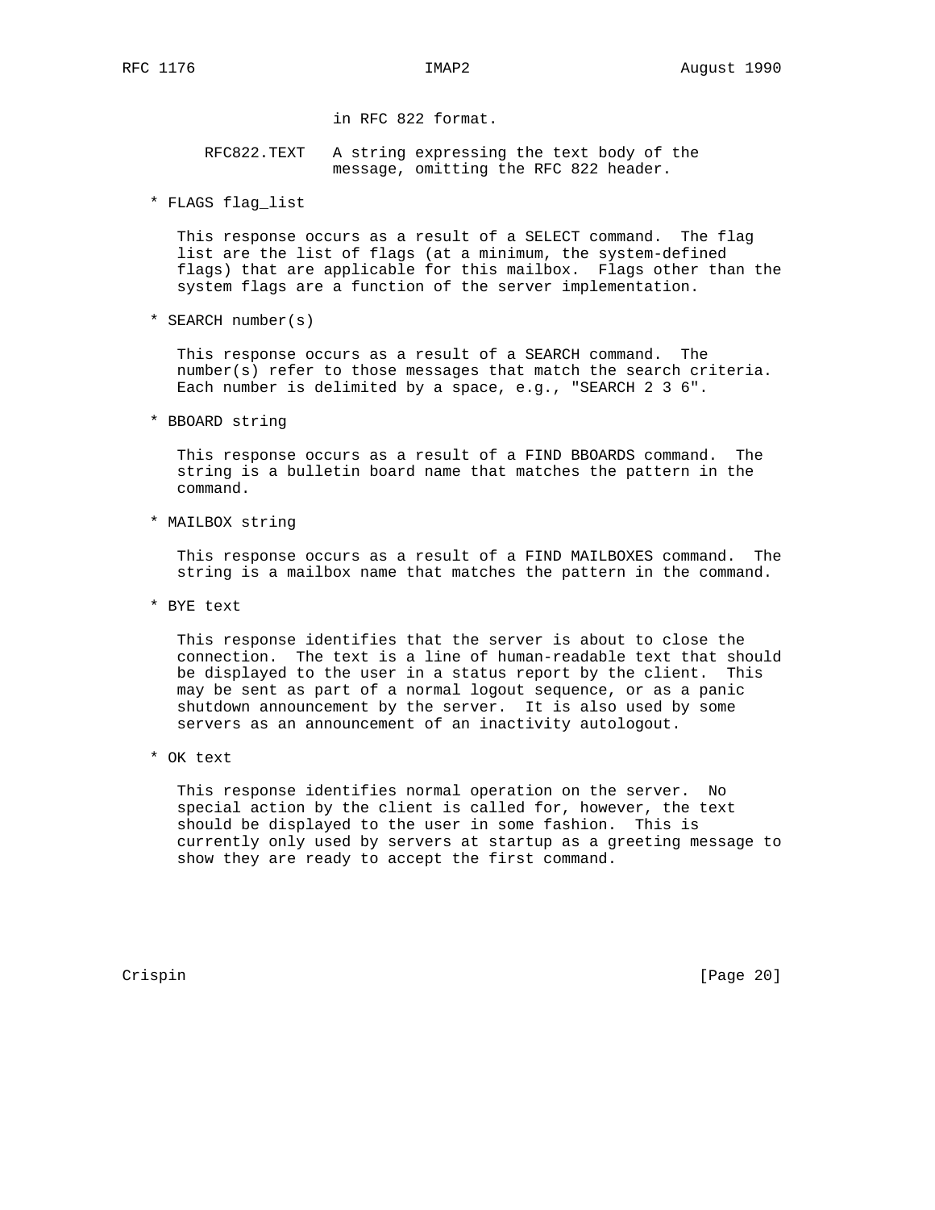in RFC 822 format.

RFC822.TEXT   A string expressing the text body of the message, omitting the RFC 822 header.

* FLAGS flag_list

This response occurs as a result of a SELECT command.  The flag list are the list of flags (at a minimum, the system-defined flags) that are applicable for this mailbox.  Flags other than the system flags are a function of the server implementation.

* SEARCH number(s)

This response occurs as a result of a SEARCH command.  The number(s) refer to those messages that match the search criteria. Each number is delimited by a space, e.g., "SEARCH 2 3 6".

* BBOARD string

This response occurs as a result of a FIND BBOARDS command.  The string is a bulletin board name that matches the pattern in the command.

* MAILBOX string

This response occurs as a result of a FIND MAILBOXES command.  The string is a mailbox name that matches the pattern in the command.

* BYE text

This response identifies that the server is about to close the connection.  The text is a line of human-readable text that should be displayed to the user in a status report by the client.  This may be sent as part of a normal logout sequence, or as a panic shutdown announcement by the server.  It is also used by some servers as an announcement of an inactivity autologout.

* OK text

This response identifies normal operation on the server.  No special action by the client is called for, however, the text should be displayed to the user in some fashion.  This is currently only used by servers at startup as a greeting message to show they are ready to accept the first command.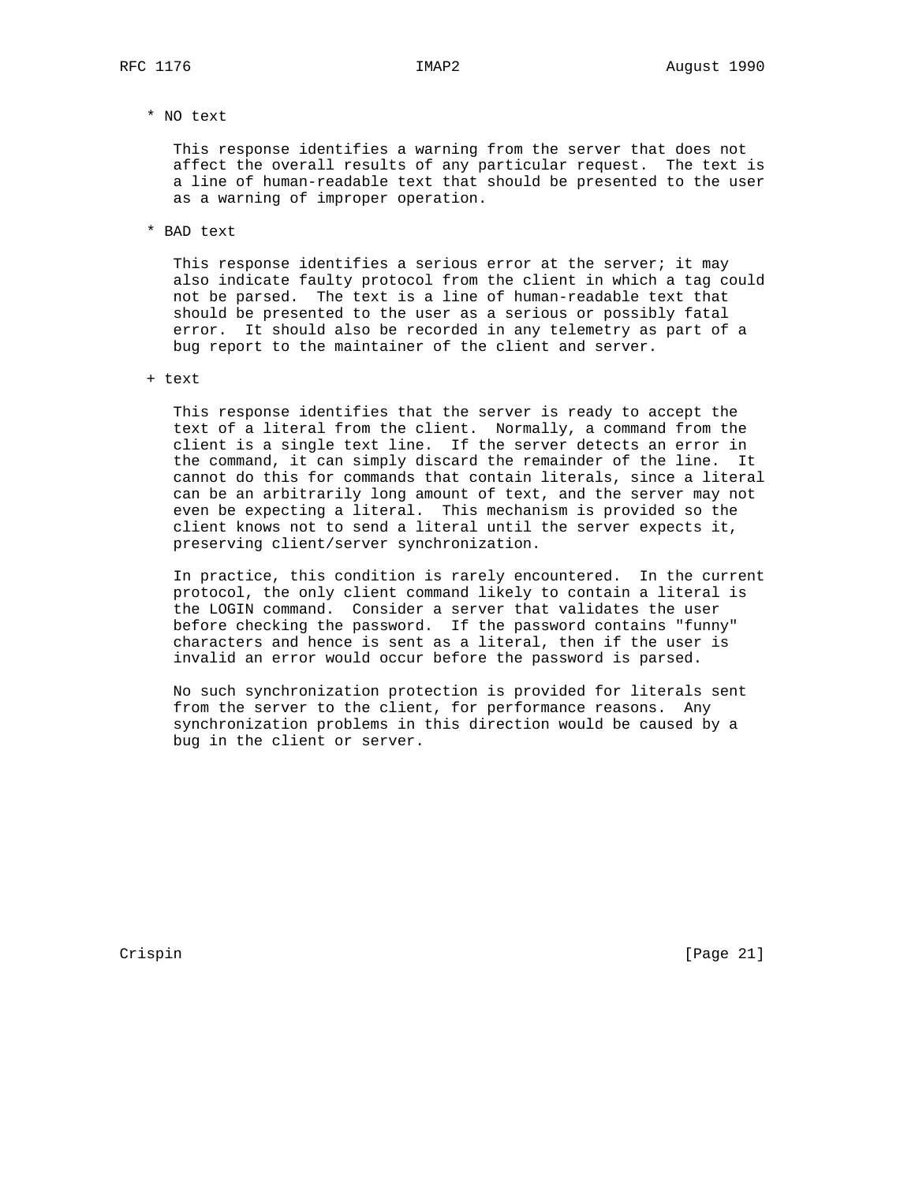* NO text

This response identifies a warning from the server that does not affect the overall results of any particular request. The text is a line of human-readable text that should be presented to the user as a warning of improper operation.

* BAD text

This response identifies a serious error at the server; it may also indicate faulty protocol from the client in which a tag could not be parsed. The text is a line of human-readable text that should be presented to the user as a serious or possibly fatal error. It should also be recorded in any telemetry as part of a bug report to the maintainer of the client and server.

+ text

This response identifies that the server is ready to accept the text of a literal from the client. Normally, a command from the client is a single text line. If the server detects an error in the command, it can simply discard the remainder of the line. It cannot do this for commands that contain literals, since a literal can be an arbitrarily long amount of text, and the server may not even be expecting a literal. This mechanism is provided so the client knows not to send a literal until the server expects it, preserving client/server synchronization.

In practice, this condition is rarely encountered. In the current protocol, the only client command likely to contain a literal is the LOGIN command. Consider a server that validates the user before checking the password. If the password contains "funny" characters and hence is sent as a literal, then if the user is invalid an error would occur before the password is parsed.

No such synchronization protection is provided for literals sent from the server to the client, for performance reasons. Any synchronization problems in this direction would be caused by a bug in the client or server.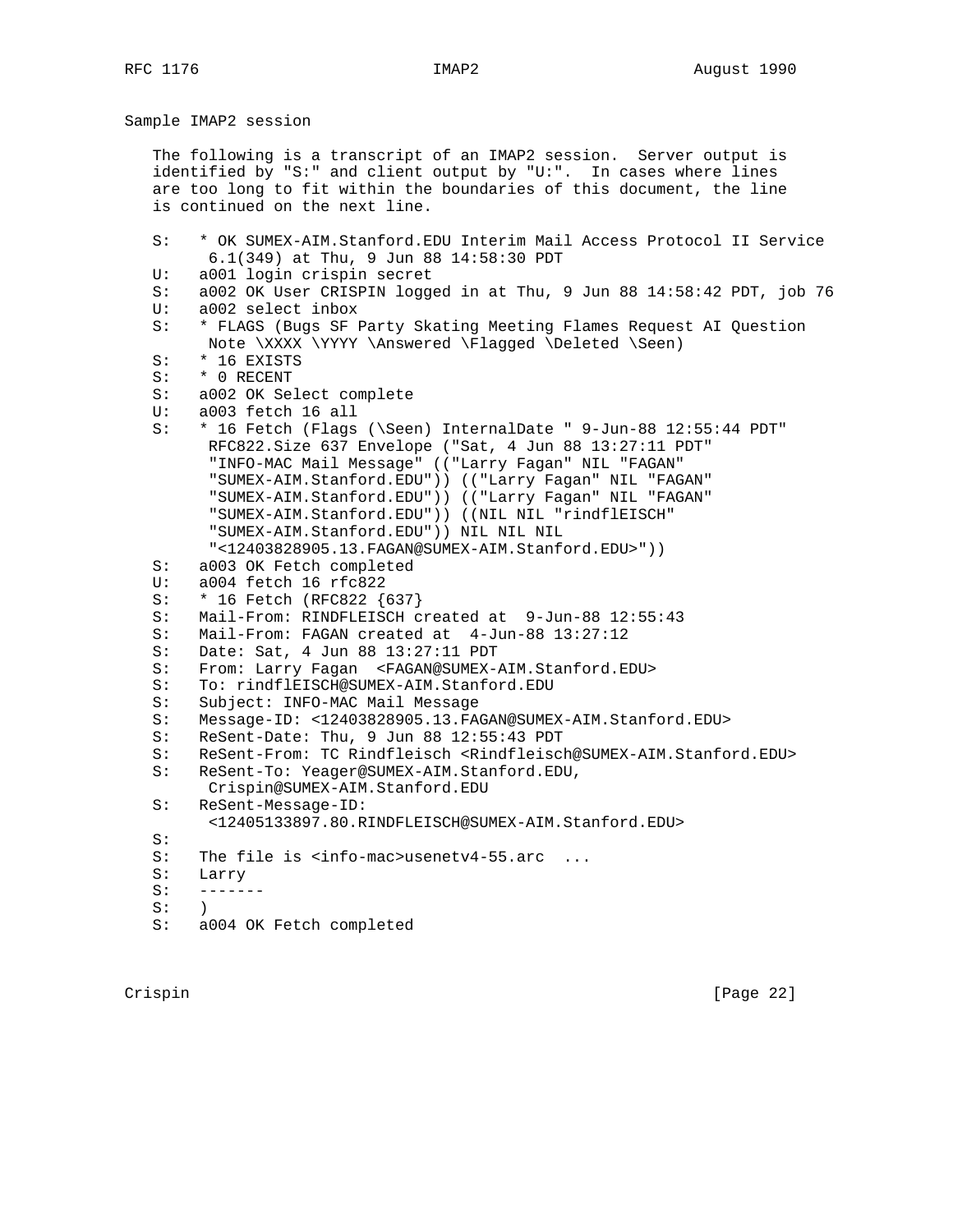## Sample IMAP2 session

The following is a transcript of an IMAP2 session. Server output is identified by "S:" and client output by "U:". In cases where lines are too long to fit within the boundaries of this document, the line is continued on the next line.

```
S:   * OK SUMEX-AIM.Stanford.EDU Interim Mail Access Protocol II Service
      6.1(349) at Thu, 9 Jun 88 14:58:30 PDT
U:   a001 login crispin secret
S:   a002 OK User CRISPIN logged in at Thu, 9 Jun 88 14:58:42 PDT, job 76
U:   a002 select inbox
S:   * FLAGS (Bugs SF Party Skating Meeting Flames Request AI Question
      Note \XXXX \YYYY \Answered \Flagged \Deleted \Seen)
S:   * 16 EXISTS
S:   * 0 RECENT
S:   a002 OK Select complete
U:   a003 fetch 16 all
S:   * 16 Fetch (Flags (\Seen) InternalDate " 9-Jun-88 12:55:44 PDT"
      RFC822.Size 637 Envelope ("Sat, 4 Jun 88 13:27:11 PDT"
      "INFO-MAC Mail Message" (("Larry Fagan" NIL "FAGAN"
      "SUMEX-AIM.Stanford.EDU")) (("Larry Fagan" NIL "FAGAN"
      "SUMEX-AIM.Stanford.EDU")) (("Larry Fagan" NIL "FAGAN"
      "SUMEX-AIM.Stanford.EDU")) ((NIL NIL "rindflEISCH"
      "SUMEX-AIM.Stanford.EDU")) NIL NIL NIL
      "<12403828905.13.FAGAN@SUMEX-AIM.Stanford.EDU>"))
S:   a003 OK Fetch completed
U:   a004 fetch 16 rfc822
S:   * 16 Fetch (RFC822 {637}
S:   Mail-From: RINDFLEISCH created at  9-Jun-88 12:55:43
S:   Mail-From: FAGAN created at  4-Jun-88 13:27:12
S:   Date: Sat, 4 Jun 88 13:27:11 PDT
S:   From: Larry Fagan  <FAGAN@SUMEX-AIM.Stanford.EDU>
S:   To: rindflEISCH@SUMEX-AIM.Stanford.EDU
S:   Subject: INFO-MAC Mail Message
S:   Message-ID: <12403828905.13.FAGAN@SUMEX-AIM.Stanford.EDU>
S:   ReSent-Date: Thu, 9 Jun 88 12:55:43 PDT
S:   ReSent-From: TC Rindfleisch <Rindfleisch@SUMEX-AIM.Stanford.EDU>
S:   ReSent-To: Yeager@SUMEX-AIM.Stanford.EDU,
      Crispin@SUMEX-AIM.Stanford.EDU
S:   ReSent-Message-ID:
      <12405133897.80.RINDFLEISCH@SUMEX-AIM.Stanford.EDU>
S:
S:   The file is <info-mac>usenetv4-55.arc  ...
S:   Larry
S:   -------
S:   )
S:   a004 OK Fetch completed
```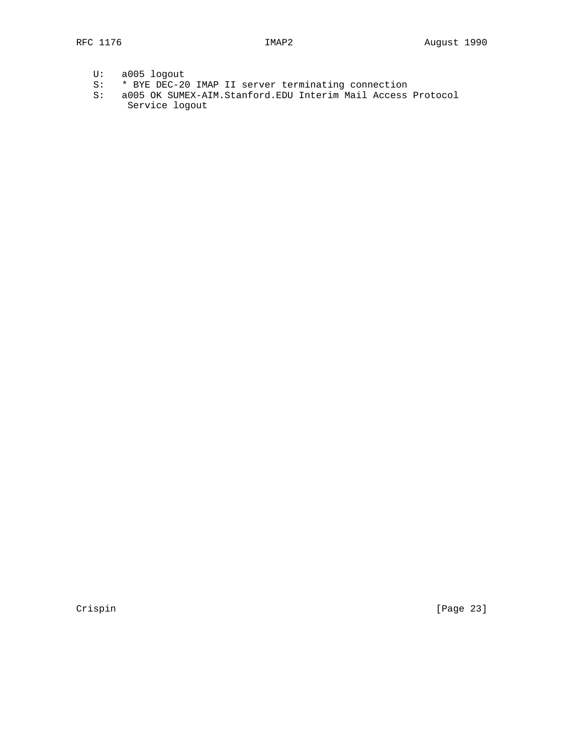```
U:   a005 logout
S:   * BYE DEC-20 IMAP II server terminating connection
S:   a005 OK SUMEX-AIM.Stanford.EDU Interim Mail Access Protocol
      Service logout
```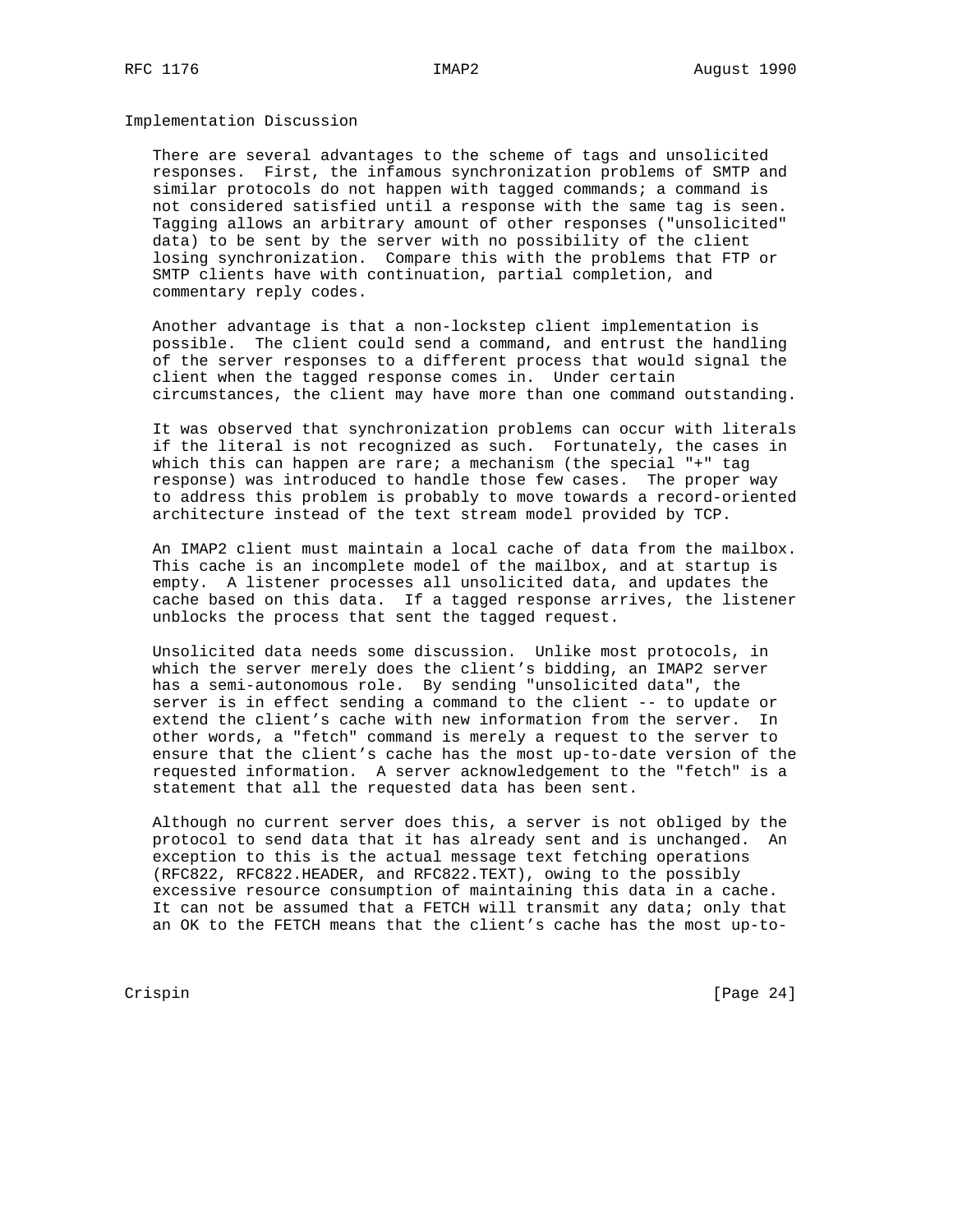## Implementation Discussion

There are several advantages to the scheme of tags and unsolicited responses. First, the infamous synchronization problems of SMTP and similar protocols do not happen with tagged commands; a command is not considered satisfied until a response with the same tag is seen. Tagging allows an arbitrary amount of other responses ("unsolicited" data) to be sent by the server with no possibility of the client losing synchronization. Compare this with the problems that FTP or SMTP clients have with continuation, partial completion, and commentary reply codes.

Another advantage is that a non-lockstep client implementation is possible. The client could send a command, and entrust the handling of the server responses to a different process that would signal the client when the tagged response comes in. Under certain circumstances, the client may have more than one command outstanding.

It was observed that synchronization problems can occur with literals if the literal is not recognized as such. Fortunately, the cases in which this can happen are rare; a mechanism (the special "+" tag response) was introduced to handle those few cases. The proper way to address this problem is probably to move towards a record-oriented architecture instead of the text stream model provided by TCP.

An IMAP2 client must maintain a local cache of data from the mailbox. This cache is an incomplete model of the mailbox, and at startup is empty. A listener processes all unsolicited data, and updates the cache based on this data. If a tagged response arrives, the listener unblocks the process that sent the tagged request.

Unsolicited data needs some discussion. Unlike most protocols, in which the server merely does the client's bidding, an IMAP2 server has a semi-autonomous role. By sending "unsolicited data", the server is in effect sending a command to the client -- to update or extend the client's cache with new information from the server. In other words, a "fetch" command is merely a request to the server to ensure that the client's cache has the most up-to-date version of the requested information. A server acknowledgement to the "fetch" is a statement that all the requested data has been sent.

Although no current server does this, a server is not obliged by the protocol to send data that it has already sent and is unchanged. An exception to this is the actual message text fetching operations (RFC822, RFC822.HEADER, and RFC822.TEXT), owing to the possibly excessive resource consumption of maintaining this data in a cache. It can not be assumed that a FETCH will transmit any data; only that an OK to the FETCH means that the client's cache has the most up-to-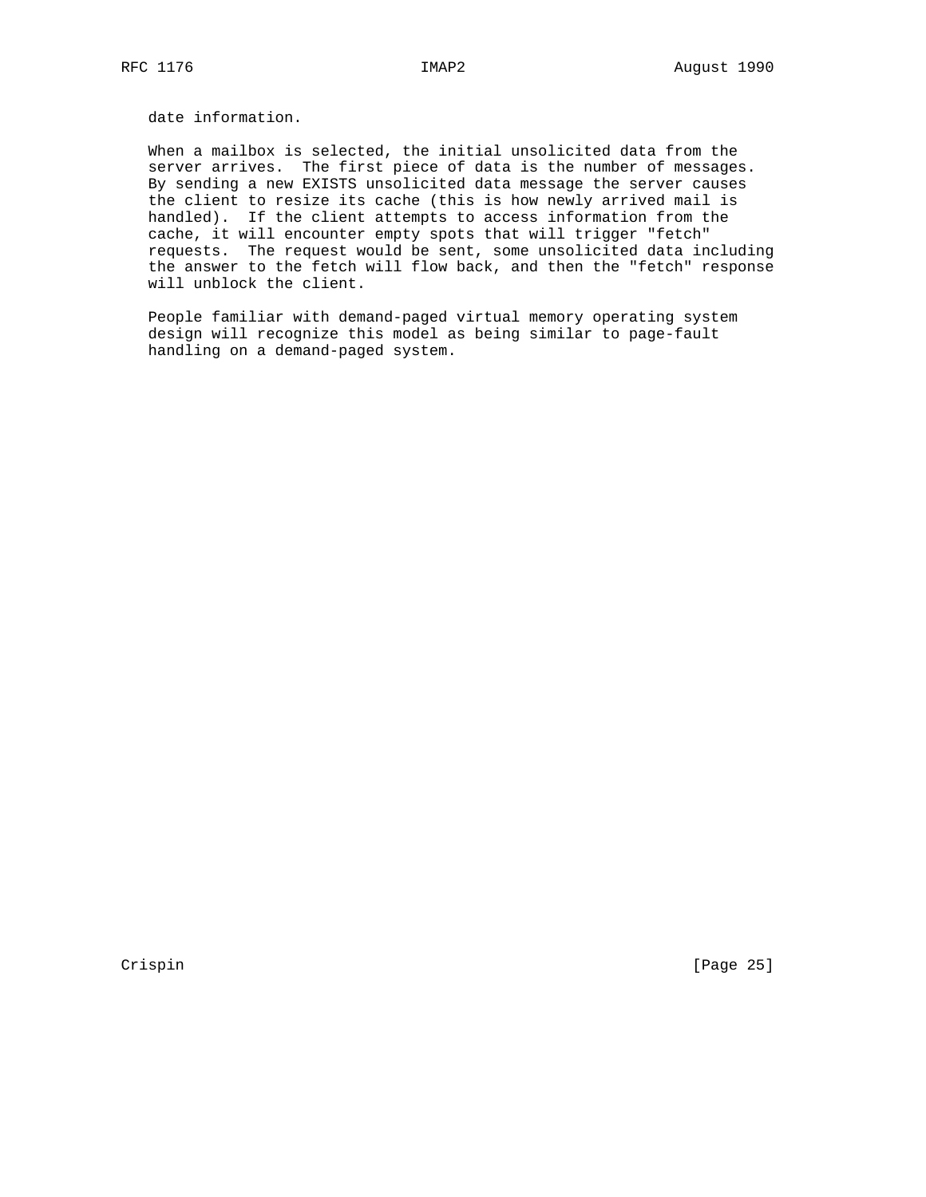date information.

When a mailbox is selected, the initial unsolicited data from the server arrives. The first piece of data is the number of messages. By sending a new EXISTS unsolicited data message the server causes the client to resize its cache (this is how newly arrived mail is handled). If the client attempts to access information from the cache, it will encounter empty spots that will trigger "fetch" requests. The request would be sent, some unsolicited data including the answer to the fetch will flow back, and then the "fetch" response will unblock the client.

People familiar with demand-paged virtual memory operating system design will recognize this model as being similar to page-fault handling on a demand-paged system.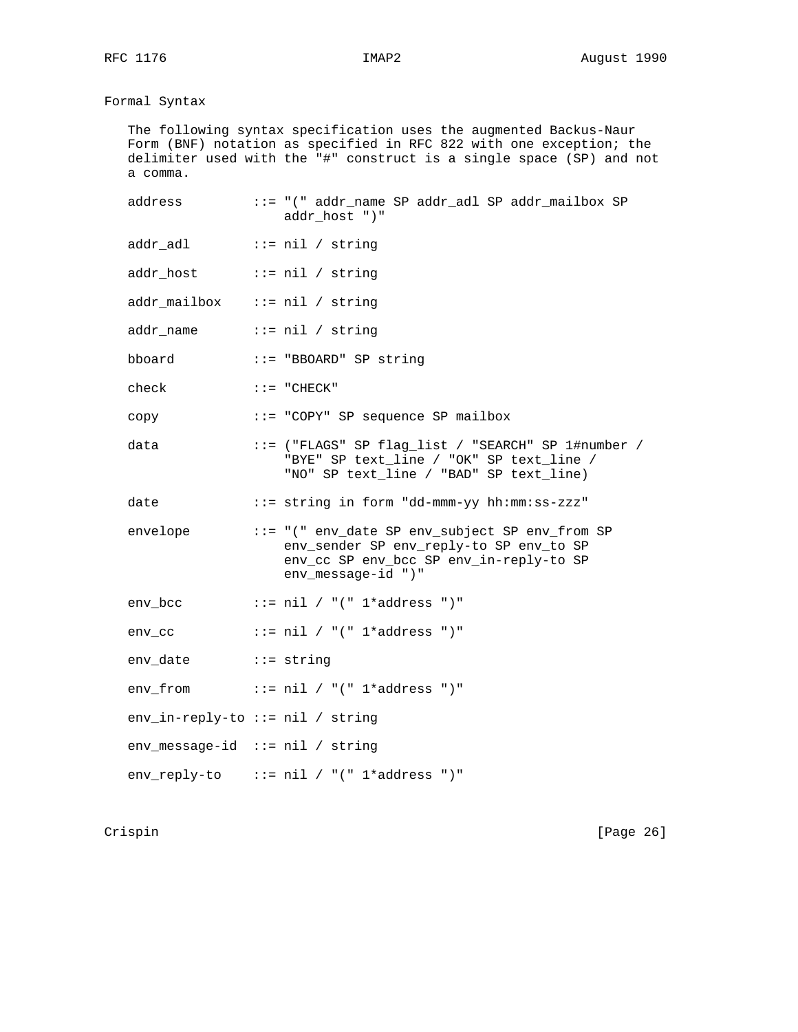## Formal Syntax

The following syntax specification uses the augmented Backus-Naur Form (BNF) notation as specified in RFC 822 with one exception; the delimiter used with the "#" construct is a single space (SP) and not a comma.

```
address         ::= "(" addr_name SP addr_adl SP addr_mailbox SP
                    addr_host ")"

addr_adl        ::= nil / string

addr_host       ::= nil / string

addr_mailbox    ::= nil / string

addr_name       ::= nil / string

bboard          ::= "BBOARD" SP string

check           ::= "CHECK"

copy            ::= "COPY" SP sequence SP mailbox

data            ::= ("FLAGS" SP flag_list / "SEARCH" SP 1#number /
                    "BYE" SP text_line / "OK" SP text_line /
                    "NO" SP text_line / "BAD" SP text_line)

date            ::= string in form "dd-mmm-yy hh:mm:ss-zzz"

envelope        ::= "(" env_date SP env_subject SP env_from SP
                    env_sender SP env_reply-to SP env_to SP
                    env_cc SP env_bcc SP env_in-reply-to SP
                    env_message-id ")"

env_bcc         ::= nil / "(" 1*address ")"

env_cc          ::= nil / "(" 1*address ")"

env_date        ::= string

env_from        ::= nil / "(" 1*address ")"

env_in-reply-to ::= nil / string

env_message-id  ::= nil / string

env_reply-to    ::= nil / "(" 1*address ")"
```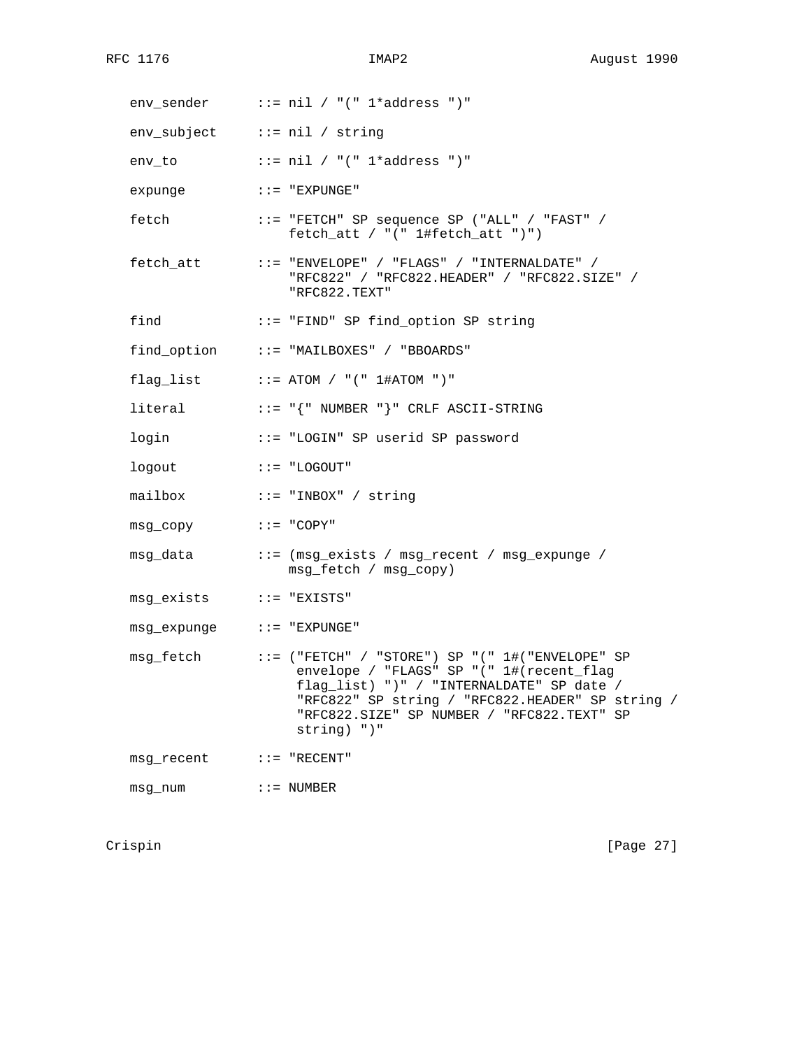```
   env_sender      ::= nil / "(" 1*address ")"

   env_subject     ::= nil / string

   env_to          ::= nil / "(" 1*address ")"

   expunge         ::= "EXPUNGE"

   fetch           ::= "FETCH" SP sequence SP ("ALL" / "FAST" /
                       fetch_att / "(" 1#fetch_att ")")

   fetch_att       ::= "ENVELOPE" / "FLAGS" / "INTERNALDATE" /
                       "RFC822" / "RFC822.HEADER" / "RFC822.SIZE" /
                       "RFC822.TEXT"

   find            ::= "FIND" SP find_option SP string

   find_option     ::= "MAILBOXES" / "BBOARDS"

   flag_list       ::= ATOM / "(" 1#ATOM ")"

   literal         ::= "{" NUMBER "}" CRLF ASCII-STRING

   login           ::= "LOGIN" SP userid SP password

   logout          ::= "LOGOUT"

   mailbox         ::= "INBOX" / string

   msg_copy        ::= "COPY"

   msg_data        ::= (msg_exists / msg_recent / msg_expunge /
                       msg_fetch / msg_copy)

   msg_exists      ::= "EXISTS"

   msg_expunge     ::= "EXPUNGE"

   msg_fetch       ::= ("FETCH" / "STORE") SP "(" 1#("ENVELOPE" SP
                        envelope / "FLAGS" SP "(" 1#(recent_flag
                        flag_list) ")" / "INTERNALDATE" SP date /
                        "RFC822" SP string / "RFC822.HEADER" SP string /
                        "RFC822.SIZE" SP NUMBER / "RFC822.TEXT" SP
                        string) ")"

   msg_recent      ::= "RECENT"

   msg_num         ::= NUMBER
```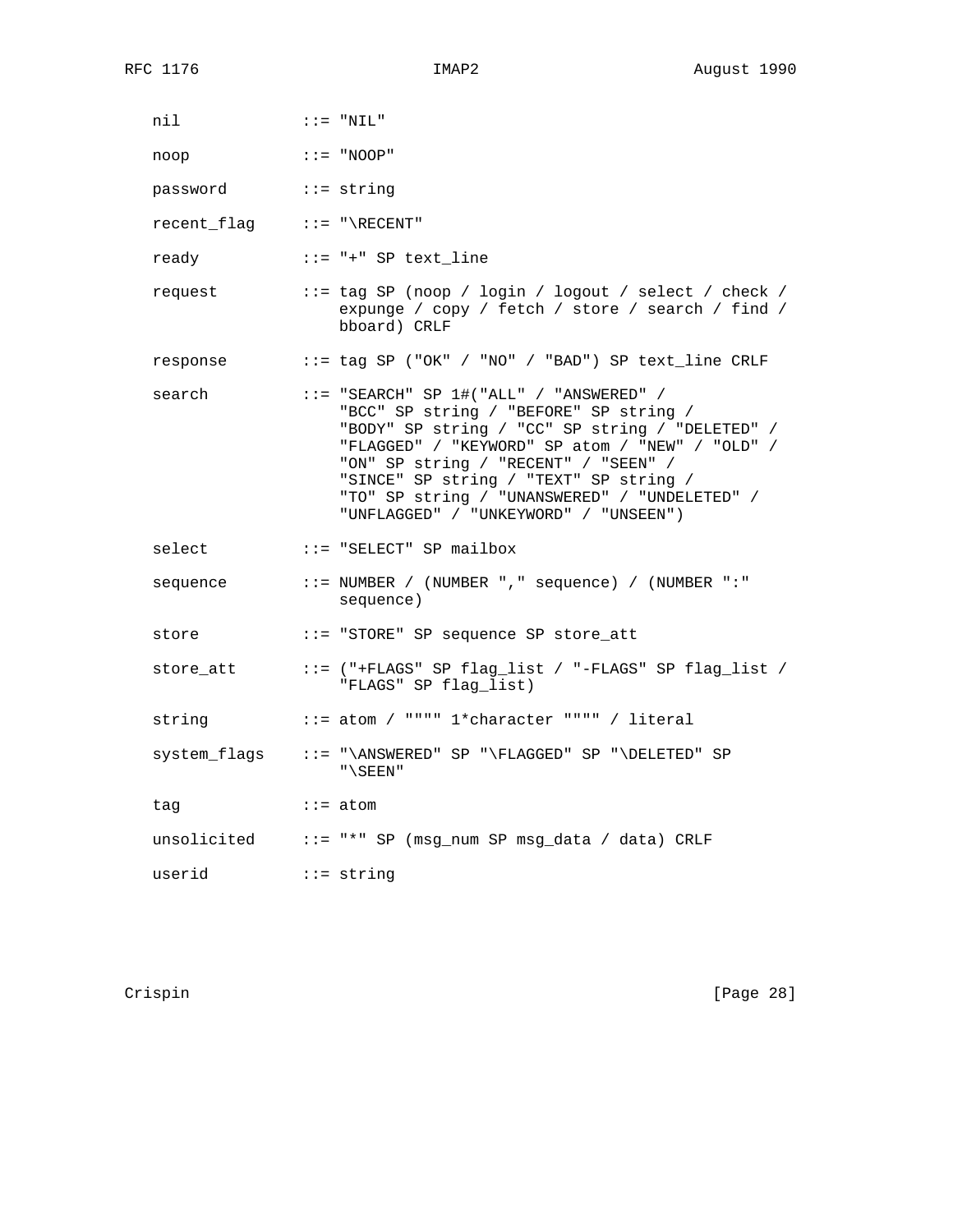```
   nil             ::= "NIL"

   noop            ::= "NOOP"

   password        ::= string

   recent_flag     ::= "\RECENT"

   ready           ::= "+" SP text_line

   request         ::= tag SP (noop / login / logout / select / check /
                       expunge / copy / fetch / store / search / find /
                       bboard) CRLF

   response        ::= tag SP ("OK" / "NO" / "BAD") SP text_line CRLF

   search          ::= "SEARCH" SP 1#("ALL" / "ANSWERED" /
                       "BCC" SP string / "BEFORE" SP string /
                       "BODY" SP string / "CC" SP string / "DELETED" /
                       "FLAGGED" / "KEYWORD" SP atom / "NEW" / "OLD" /
                       "ON" SP string / "RECENT" / "SEEN" /
                       "SINCE" SP string / "TEXT" SP string /
                       "TO" SP string / "UNANSWERED" / "UNDELETED" /
                       "UNFLAGGED" / "UNKEYWORD" / "UNSEEN")

   select          ::= "SELECT" SP mailbox

   sequence        ::= NUMBER / (NUMBER "," sequence) / (NUMBER ":"
                       sequence)

   store           ::= "STORE" SP sequence SP store_att

   store_att       ::= ("+FLAGS" SP flag_list / "-FLAGS" SP flag_list /
                       "FLAGS" SP flag_list)

   string          ::= atom / """" 1*character """" / literal

   system_flags    ::= "\ANSWERED" SP "\FLAGGED" SP "\DELETED" SP
                       "\SEEN"

   tag             ::= atom

   unsolicited     ::= "*" SP (msg_num SP msg_data / data) CRLF

   userid          ::= string
```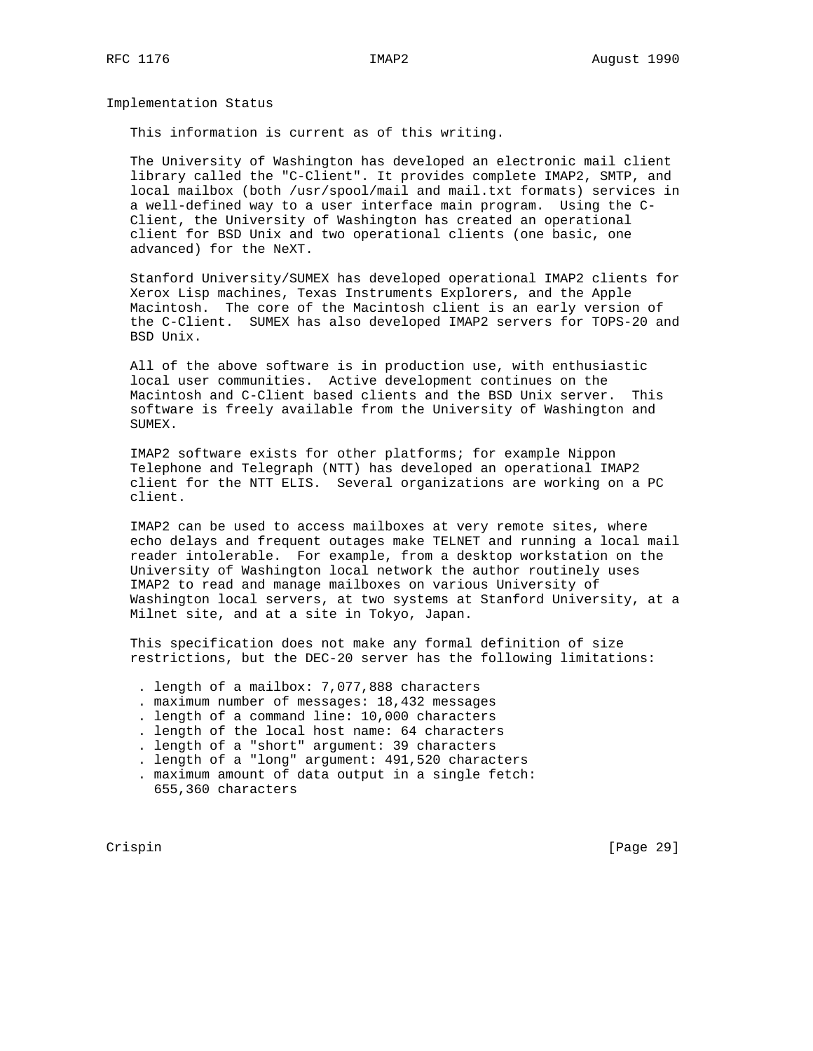## Implementation Status

This information is current as of this writing.

The University of Washington has developed an electronic mail client library called the "C-Client". It provides complete IMAP2, SMTP, and local mailbox (both /usr/spool/mail and mail.txt formats) services in a well-defined way to a user interface main program. Using the C-Client, the University of Washington has created an operational client for BSD Unix and two operational clients (one basic, one advanced) for the NeXT.

Stanford University/SUMEX has developed operational IMAP2 clients for Xerox Lisp machines, Texas Instruments Explorers, and the Apple Macintosh. The core of the Macintosh client is an early version of the C-Client. SUMEX has also developed IMAP2 servers for TOPS-20 and BSD Unix.

All of the above software is in production use, with enthusiastic local user communities. Active development continues on the Macintosh and C-Client based clients and the BSD Unix server. This software is freely available from the University of Washington and SUMEX.

IMAP2 software exists for other platforms; for example Nippon Telephone and Telegraph (NTT) has developed an operational IMAP2 client for the NTT ELIS. Several organizations are working on a PC client.

IMAP2 can be used to access mailboxes at very remote sites, where echo delays and frequent outages make TELNET and running a local mail reader intolerable. For example, from a desktop workstation on the University of Washington local network the author routinely uses IMAP2 to read and manage mailboxes on various University of Washington local servers, at two systems at Stanford University, at a Milnet site, and at a site in Tokyo, Japan.

This specification does not make any formal definition of size restrictions, but the DEC-20 server has the following limitations:

- length of a mailbox: 7,077,888 characters
- maximum number of messages: 18,432 messages
- length of a command line: 10,000 characters
- length of the local host name: 64 characters
- length of a "short" argument: 39 characters
- length of a "long" argument: 491,520 characters
- maximum amount of data output in a single fetch: 655,360 characters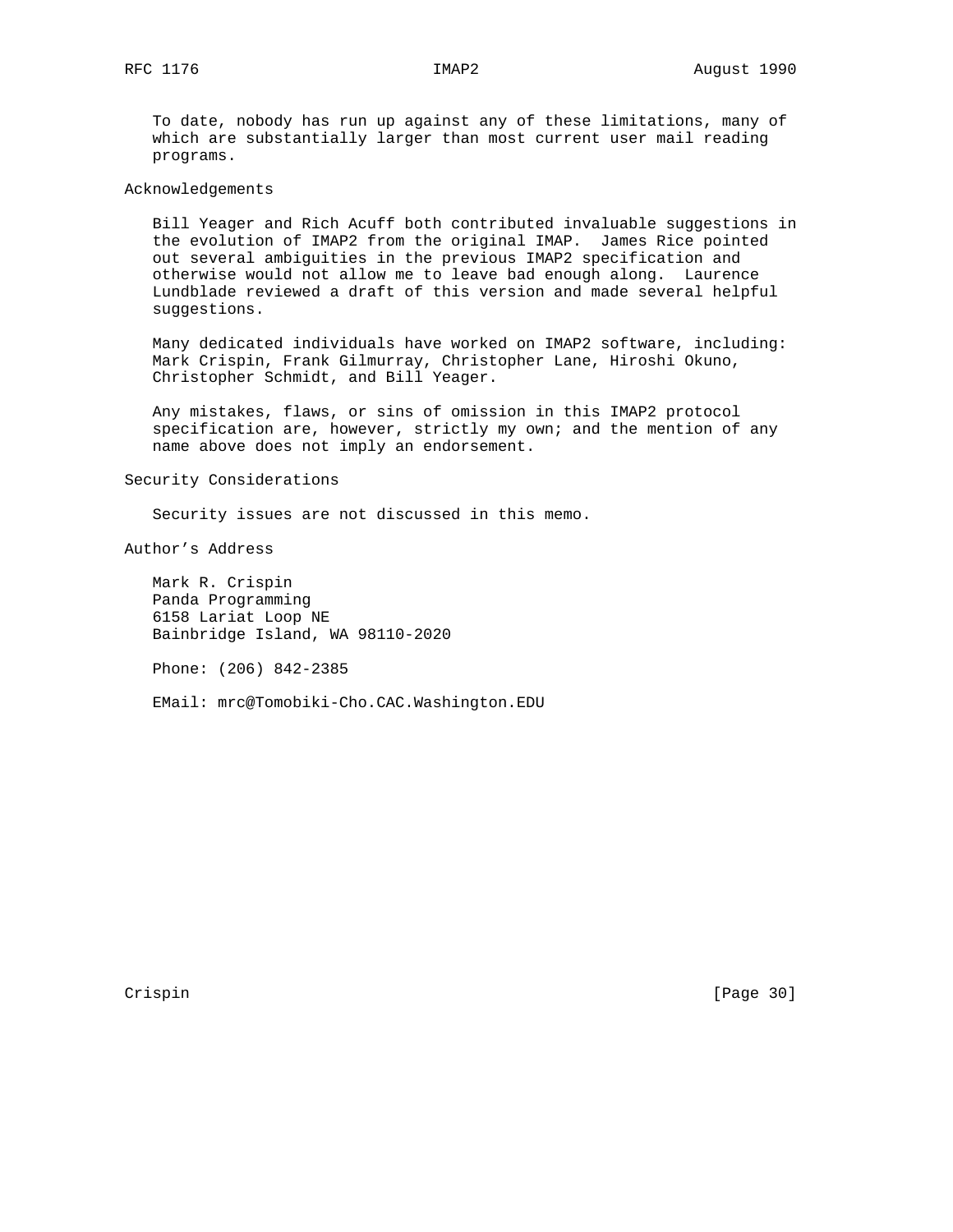To date, nobody has run up against any of these limitations, many of which are substantially larger than most current user mail reading programs.

## Acknowledgements

Bill Yeager and Rich Acuff both contributed invaluable suggestions in the evolution of IMAP2 from the original IMAP. James Rice pointed out several ambiguities in the previous IMAP2 specification and otherwise would not allow me to leave bad enough along. Laurence Lundblade reviewed a draft of this version and made several helpful suggestions.

Many dedicated individuals have worked on IMAP2 software, including: Mark Crispin, Frank Gilmurray, Christopher Lane, Hiroshi Okuno, Christopher Schmidt, and Bill Yeager.

Any mistakes, flaws, or sins of omission in this IMAP2 protocol specification are, however, strictly my own; and the mention of any name above does not imply an endorsement.

## Security Considerations

Security issues are not discussed in this memo.

## Author's Address

Mark R. Crispin
Panda Programming
6158 Lariat Loop NE
Bainbridge Island, WA 98110-2020

Phone: (206) 842-2385

EMail: mrc@Tomobiki-Cho.CAC.Washington.EDU